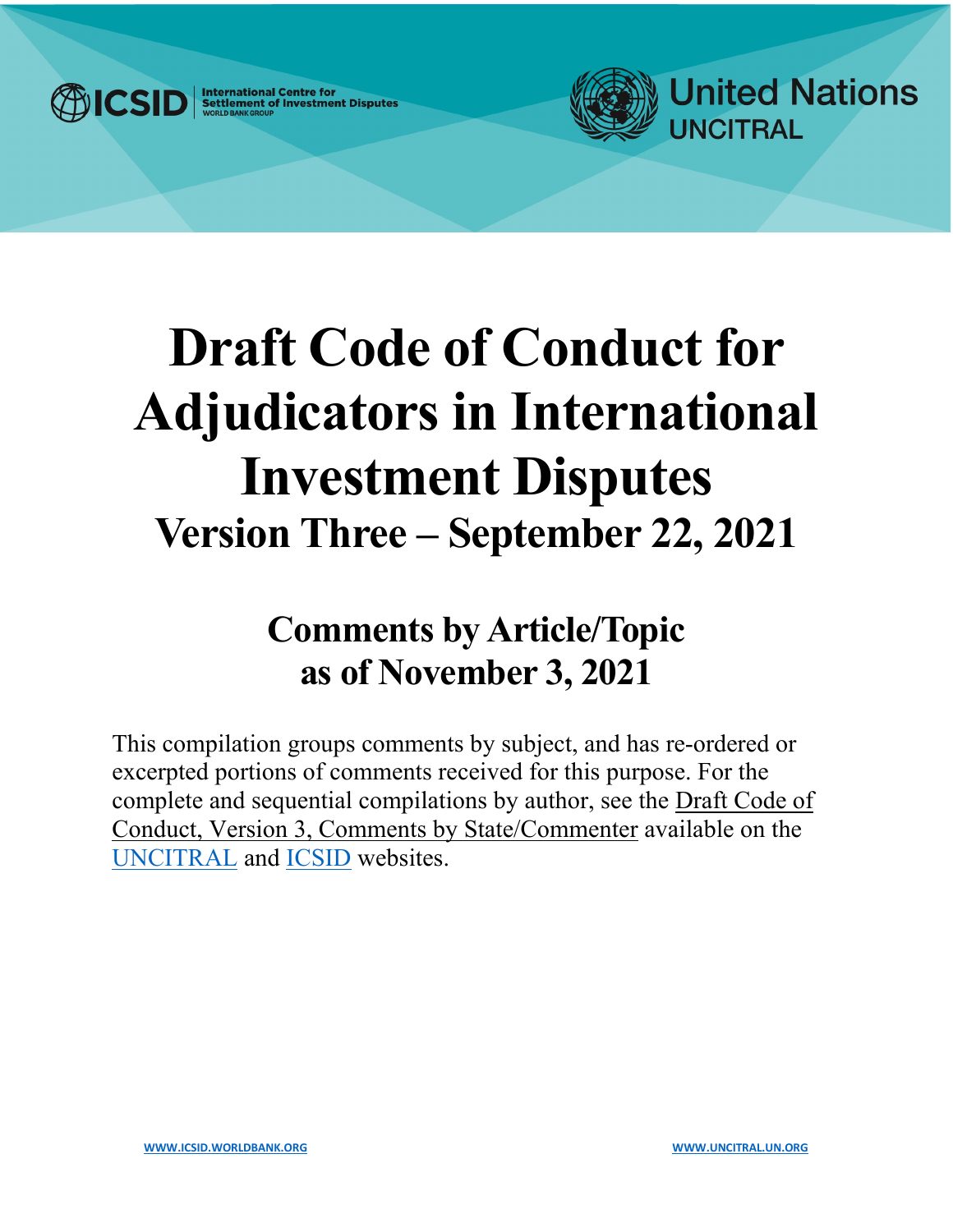ICSID International Centre for Settlement of Investment Disputes WORLD BANK GROUP

United Nations UNCITRAL

# Draft Code of Conduct for Adjudicators in International Investment Disputes

## Version Three – September 22, 2021

## Comments by Article/Topic as of November 3, 2021

This compilation groups comments by subject, and has re-ordered or excerpted portions of comments received for this purpose. For the complete and sequential compilations by author, see the Draft Code of Conduct, Version 3, Comments by State/Commenter available on the UNCITRAL and ICSID websites.

WWW.ICSID.WORLDBANK.ORG

WWW.UNCITRAL.UN.ORG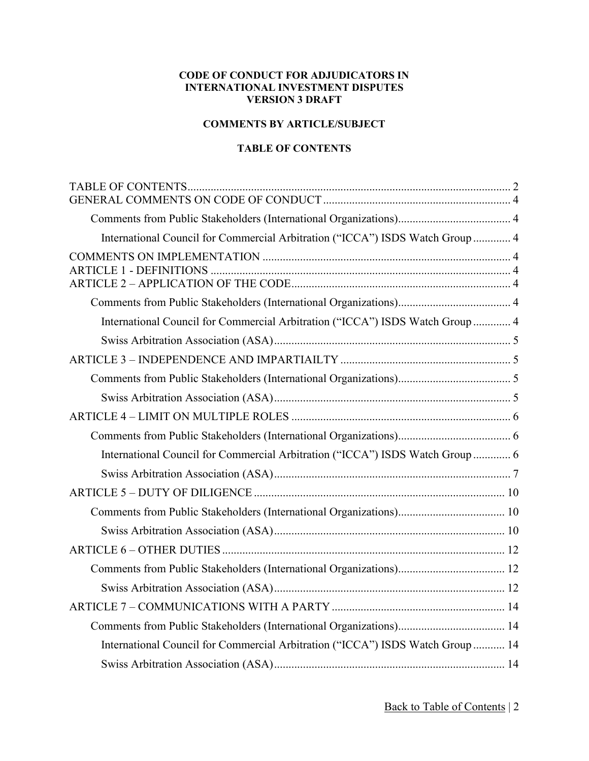**CODE OF CONDUCT FOR ADJUDICATORS IN INTERNATIONAL INVESTMENT DISPUTES**
**VERSION 3 DRAFT**

**COMMENTS BY ARTICLE/SUBJECT**

**TABLE OF CONTENTS**

TABLE OF CONTENTS ........................................ 2
GENERAL COMMENTS ON CODE OF CONDUCT ........................................ 4
- Comments from Public Stakeholders (International Organizations) ........................................ 4
  - International Council for Commercial Arbitration ("ICCA") ISDS Watch Group ........................................ 4

COMMENTS ON IMPLEMENTATION ........................................ 4
ARTICLE 1 - DEFINITIONS ........................................ 4
ARTICLE 2 – APPLICATION OF THE CODE ........................................ 4
- Comments from Public Stakeholders (International Organizations) ........................................ 4
  - International Council for Commercial Arbitration ("ICCA") ISDS Watch Group ........................................ 4
  - Swiss Arbitration Association (ASA) ........................................ 5

ARTICLE 3 – INDEPENDENCE AND IMPARTIAILTY ........................................ 5
- Comments from Public Stakeholders (International Organizations) ........................................ 5
  - Swiss Arbitration Association (ASA) ........................................ 5

ARTICLE 4 – LIMIT ON MULTIPLE ROLES ........................................ 6
- Comments from Public Stakeholders (International Organizations) ........................................ 6
  - International Council for Commercial Arbitration ("ICCA") ISDS Watch Group ........................................ 6
  - Swiss Arbitration Association (ASA) ........................................ 7

ARTICLE 5 – DUTY OF DILIGENCE ........................................ 10
- Comments from Public Stakeholders (International Organizations) ........................................ 10
  - Swiss Arbitration Association (ASA) ........................................ 10

ARTICLE 6 – OTHER DUTIES ........................................ 12
- Comments from Public Stakeholders (International Organizations) ........................................ 12
  - Swiss Arbitration Association (ASA) ........................................ 12

ARTICLE 7 – COMMUNICATIONS WITH A PARTY ........................................ 14
- Comments from Public Stakeholders (International Organizations) ........................................ 14
  - International Council for Commercial Arbitration ("ICCA") ISDS Watch Group ........................................ 14
  - Swiss Arbitration Association (ASA) ........................................ 14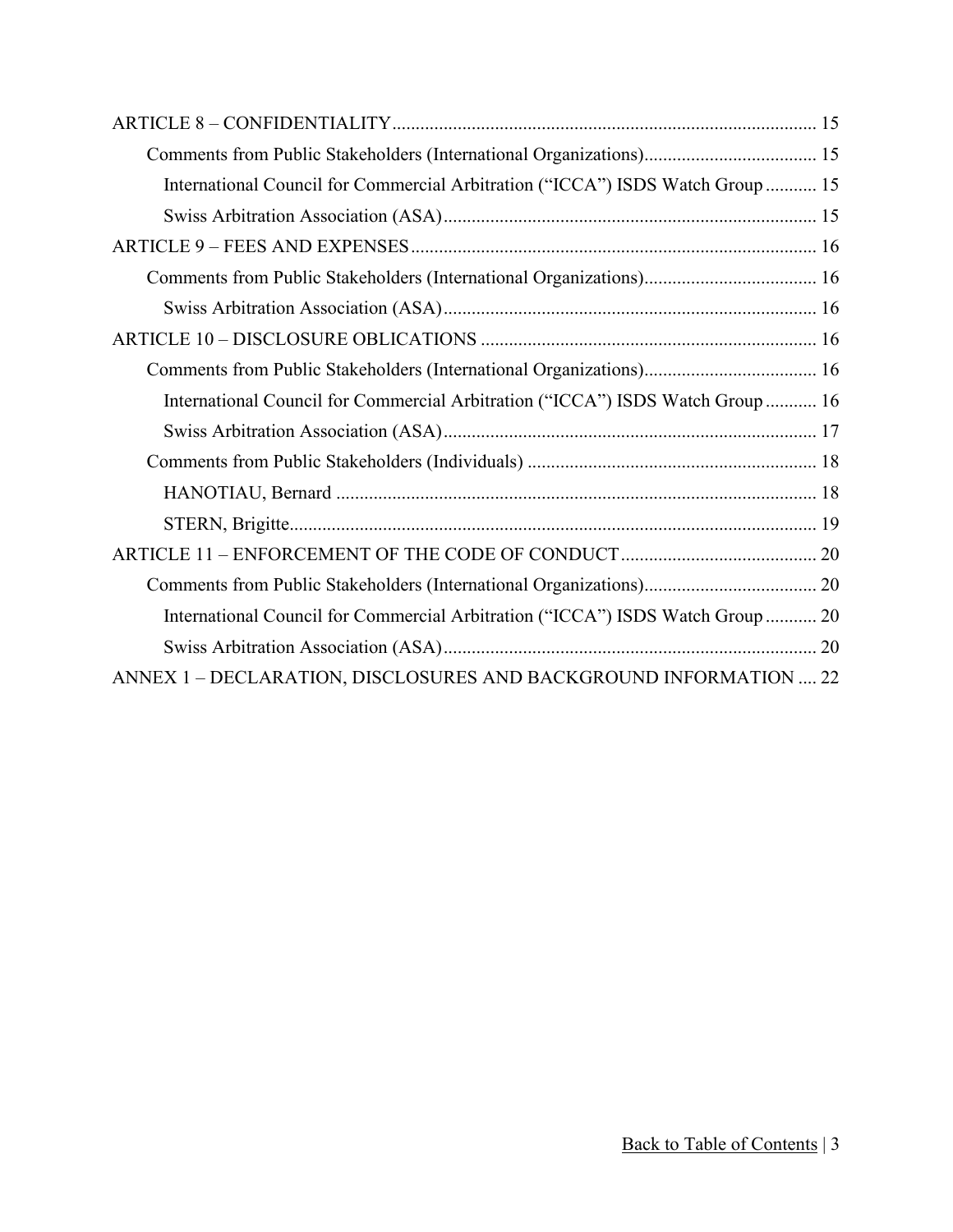ARTICLE 8 – CONFIDENTIALITY ........................................................................................ 15

- Comments from Public Stakeholders (International Organizations) .................................... 15
  - International Council for Commercial Arbitration ("ICCA") ISDS Watch Group ........... 15
  - Swiss Arbitration Association (ASA) .............................................................................. 15

ARTICLE 9 – FEES AND EXPENSES ...................................................................................... 16

- Comments from Public Stakeholders (International Organizations) .................................... 16
  - Swiss Arbitration Association (ASA) .............................................................................. 16

ARTICLE 10 – DISCLOSURE OBLICATIONS ....................................................................... 16

- Comments from Public Stakeholders (International Organizations) .................................... 16
  - International Council for Commercial Arbitration ("ICCA") ISDS Watch Group ........... 16
  - Swiss Arbitration Association (ASA) .............................................................................. 17
- Comments from Public Stakeholders (Individuals) ............................................................. 18
  - HANOTIAU, Bernard ...................................................................................................... 18
  - STERN, Brigitte ............................................................................................................... 19

ARTICLE 11 – ENFORCEMENT OF THE CODE OF CONDUCT .......................................... 20

- Comments from Public Stakeholders (International Organizations) .................................... 20
  - International Council for Commercial Arbitration ("ICCA") ISDS Watch Group ........... 20
  - Swiss Arbitration Association (ASA) .............................................................................. 20

ANNEX 1 – DECLARATION, DISCLOSURES AND BACKGROUND INFORMATION .... 22

Back to Table of Contents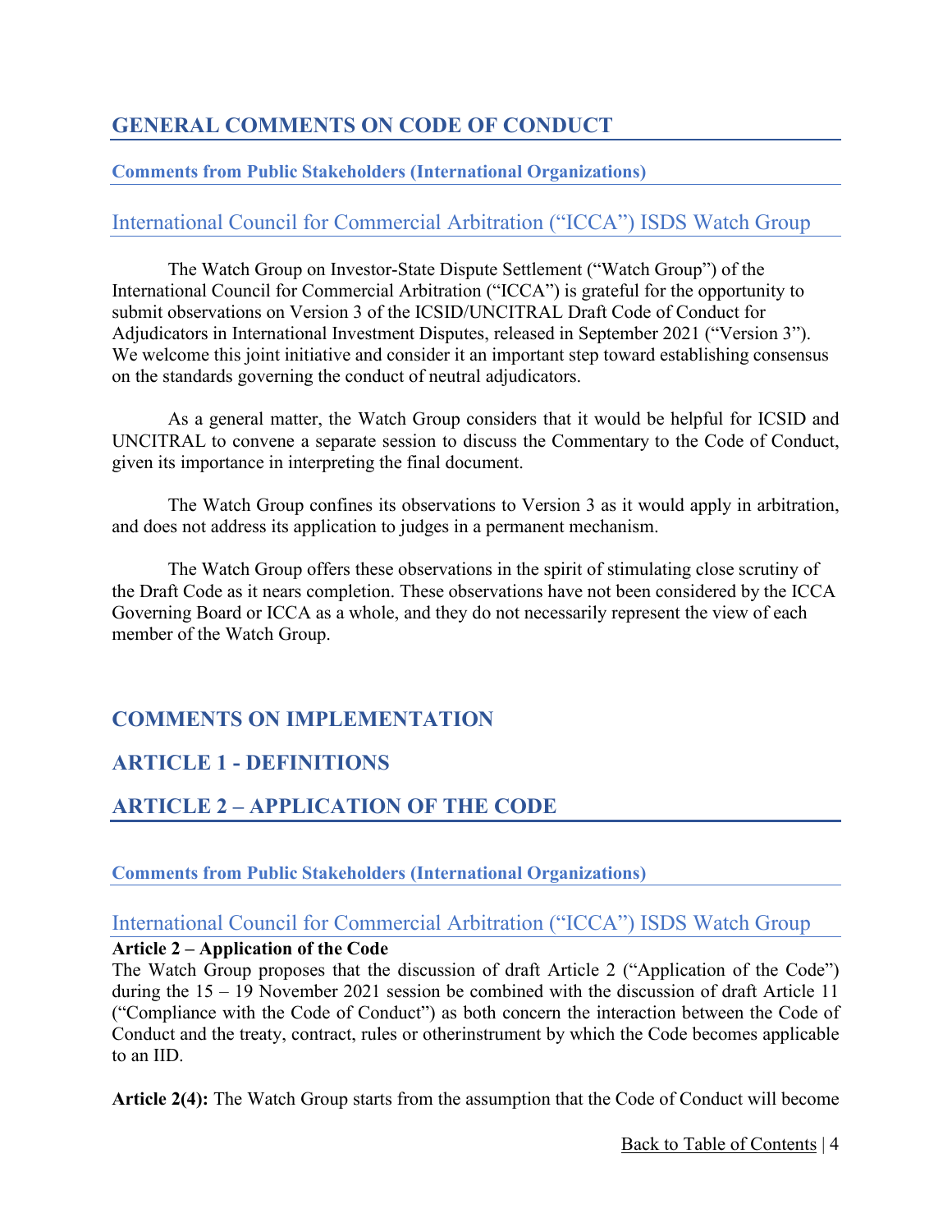## GENERAL COMMENTS ON CODE OF CONDUCT

#### Comments from Public Stakeholders (International Organizations)

### International Council for Commercial Arbitration ("ICCA") ISDS Watch Group

The Watch Group on Investor-State Dispute Settlement ("Watch Group") of the International Council for Commercial Arbitration ("ICCA") is grateful for the opportunity to submit observations on Version 3 of the ICSID/UNCITRAL Draft Code of Conduct for Adjudicators in International Investment Disputes, released in September 2021 ("Version 3"). We welcome this joint initiative and consider it an important step toward establishing consensus on the standards governing the conduct of neutral adjudicators.

As a general matter, the Watch Group considers that it would be helpful for ICSID and UNCITRAL to convene a separate session to discuss the Commentary to the Code of Conduct, given its importance in interpreting the final document.

The Watch Group confines its observations to Version 3 as it would apply in arbitration, and does not address its application to judges in a permanent mechanism.

The Watch Group offers these observations in the spirit of stimulating close scrutiny of the Draft Code as it nears completion. These observations have not been considered by the ICCA Governing Board or ICCA as a whole, and they do not necessarily represent the view of each member of the Watch Group.

## COMMENTS ON IMPLEMENTATION

## ARTICLE 1 - DEFINITIONS

## ARTICLE 2 – APPLICATION OF THE CODE

#### Comments from Public Stakeholders (International Organizations)

### International Council for Commercial Arbitration ("ICCA") ISDS Watch Group

**Article 2 – Application of the Code**

The Watch Group proposes that the discussion of draft Article 2 ("Application of the Code") during the 15 – 19 November 2021 session be combined with the discussion of draft Article 11 ("Compliance with the Code of Conduct") as both concern the interaction between the Code of Conduct and the treaty, contract, rules or otherinstrument by which the Code becomes applicable to an IID.

**Article 2(4):** The Watch Group starts from the assumption that the Code of Conduct will become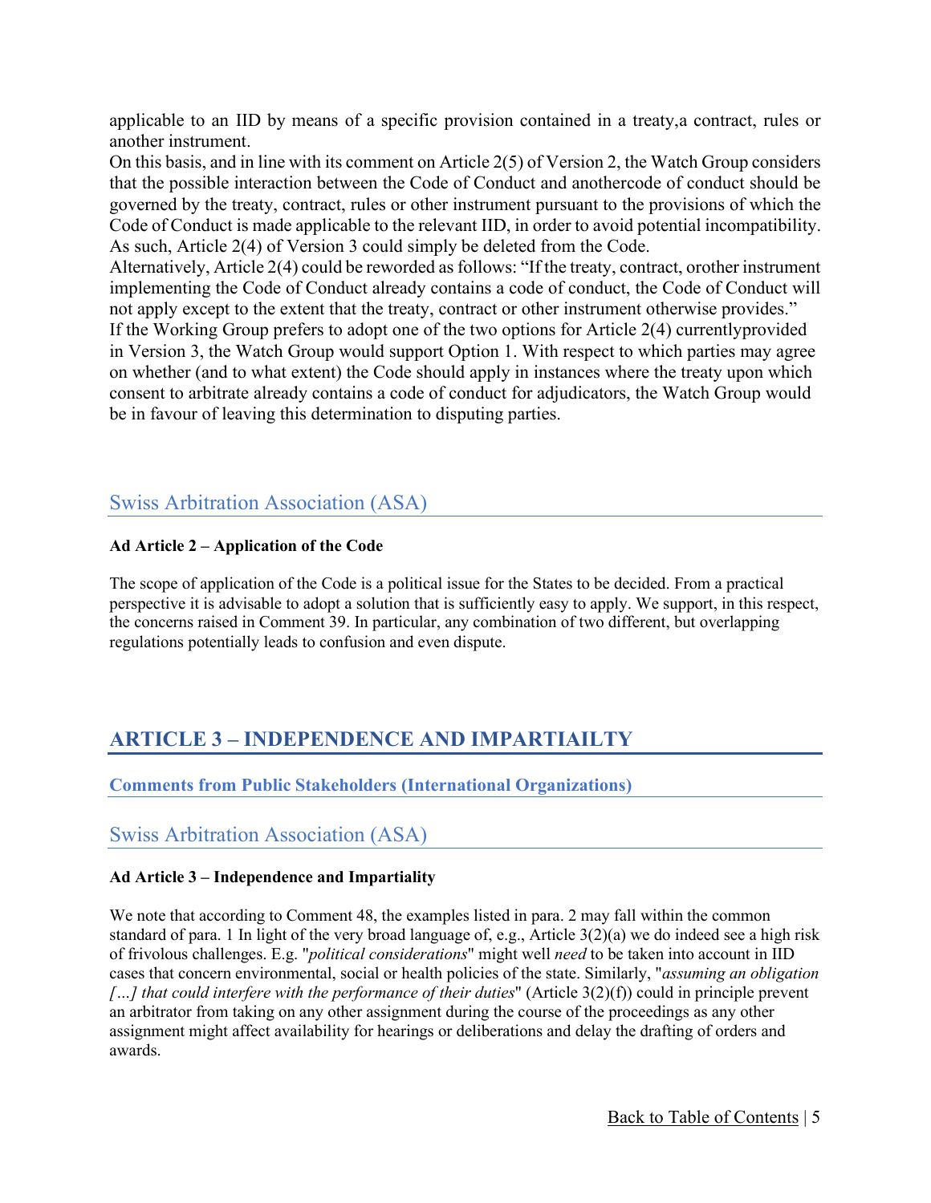applicable to an IID by means of a specific provision contained in a treaty,a contract, rules or another instrument.

On this basis, and in line with its comment on Article 2(5) of Version 2, the Watch Group considers that the possible interaction between the Code of Conduct and anothercode of conduct should be governed by the treaty, contract, rules or other instrument pursuant to the provisions of which the Code of Conduct is made applicable to the relevant IID, in order to avoid potential incompatibility. As such, Article 2(4) of Version 3 could simply be deleted from the Code.

Alternatively, Article 2(4) could be reworded as follows: "If the treaty, contract, orother instrument implementing the Code of Conduct already contains a code of conduct, the Code of Conduct will not apply except to the extent that the treaty, contract or other instrument otherwise provides."

If the Working Group prefers to adopt one of the two options for Article 2(4) currentlyprovided in Version 3, the Watch Group would support Option 1. With respect to which parties may agree on whether (and to what extent) the Code should apply in instances where the treaty upon which consent to arbitrate already contains a code of conduct for adjudicators, the Watch Group would be in favour of leaving this determination to disputing parties.

### Swiss Arbitration Association (ASA)

**Ad Article 2 – Application of the Code**

The scope of application of the Code is a political issue for the States to be decided. From a practical perspective it is advisable to adopt a solution that is sufficiently easy to apply. We support, in this respect, the concerns raised in Comment 39. In particular, any combination of two different, but overlapping regulations potentially leads to confusion and even dispute.

## ARTICLE 3 – INDEPENDENCE AND IMPARTIAILTY

### Comments from Public Stakeholders (International Organizations)

### Swiss Arbitration Association (ASA)

**Ad Article 3 – Independence and Impartiality**

We note that according to Comment 48, the examples listed in para. 2 may fall within the common standard of para. 1 In light of the very broad language of, e.g., Article 3(2)(a) we do indeed see a high risk of frivolous challenges. E.g. "*political considerations*" might well *need* to be taken into account in IID cases that concern environmental, social or health policies of the state. Similarly, "*assuming an obligation […] that could interfere with the performance of their duties*" (Article 3(2)(f)) could in principle prevent an arbitrator from taking on any other assignment during the course of the proceedings as any other assignment might affect availability for hearings or deliberations and delay the drafting of orders and awards.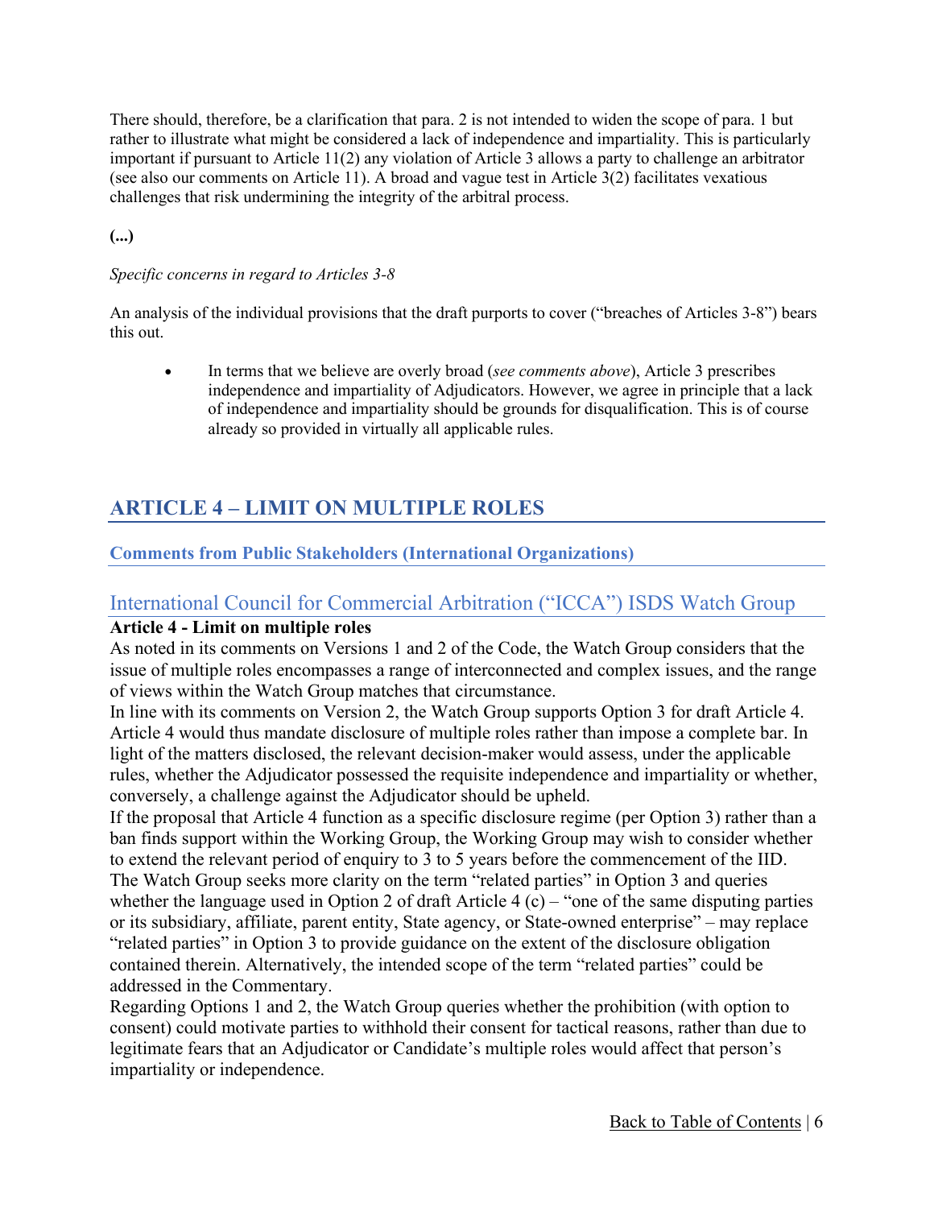There should, therefore, be a clarification that para. 2 is not intended to widen the scope of para. 1 but rather to illustrate what might be considered a lack of independence and impartiality. This is particularly important if pursuant to Article 11(2) any violation of Article 3 allows a party to challenge an arbitrator (see also our comments on Article 11). A broad and vague test in Article 3(2) facilitates vexatious challenges that risk undermining the integrity of the arbitral process.

**(...)**

*Specific concerns in regard to Articles 3-8*

An analysis of the individual provisions that the draft purports to cover ("breaches of Articles 3-8") bears this out.

- In terms that we believe are overly broad (*see comments above*), Article 3 prescribes independence and impartiality of Adjudicators. However, we agree in principle that a lack of independence and impartiality should be grounds for disqualification. This is of course already so provided in virtually all applicable rules.

## ARTICLE 4 – LIMIT ON MULTIPLE ROLES

### Comments from Public Stakeholders (International Organizations)

### International Council for Commercial Arbitration ("ICCA") ISDS Watch Group

**Article 4 - Limit on multiple roles**

As noted in its comments on Versions 1 and 2 of the Code, the Watch Group considers that the issue of multiple roles encompasses a range of interconnected and complex issues, and the range of views within the Watch Group matches that circumstance.

In line with its comments on Version 2, the Watch Group supports Option 3 for draft Article 4. Article 4 would thus mandate disclosure of multiple roles rather than impose a complete bar. In light of the matters disclosed, the relevant decision-maker would assess, under the applicable rules, whether the Adjudicator possessed the requisite independence and impartiality or whether, conversely, a challenge against the Adjudicator should be upheld.

If the proposal that Article 4 function as a specific disclosure regime (per Option 3) rather than a ban finds support within the Working Group, the Working Group may wish to consider whether to extend the relevant period of enquiry to 3 to 5 years before the commencement of the IID.

The Watch Group seeks more clarity on the term "related parties" in Option 3 and queries whether the language used in Option 2 of draft Article 4 (c) – "one of the same disputing parties or its subsidiary, affiliate, parent entity, State agency, or State-owned enterprise" – may replace "related parties" in Option 3 to provide guidance on the extent of the disclosure obligation contained therein. Alternatively, the intended scope of the term "related parties" could be addressed in the Commentary.

Regarding Options 1 and 2, the Watch Group queries whether the prohibition (with option to consent) could motivate parties to withhold their consent for tactical reasons, rather than due to legitimate fears that an Adjudicator or Candidate's multiple roles would affect that person's impartiality or independence.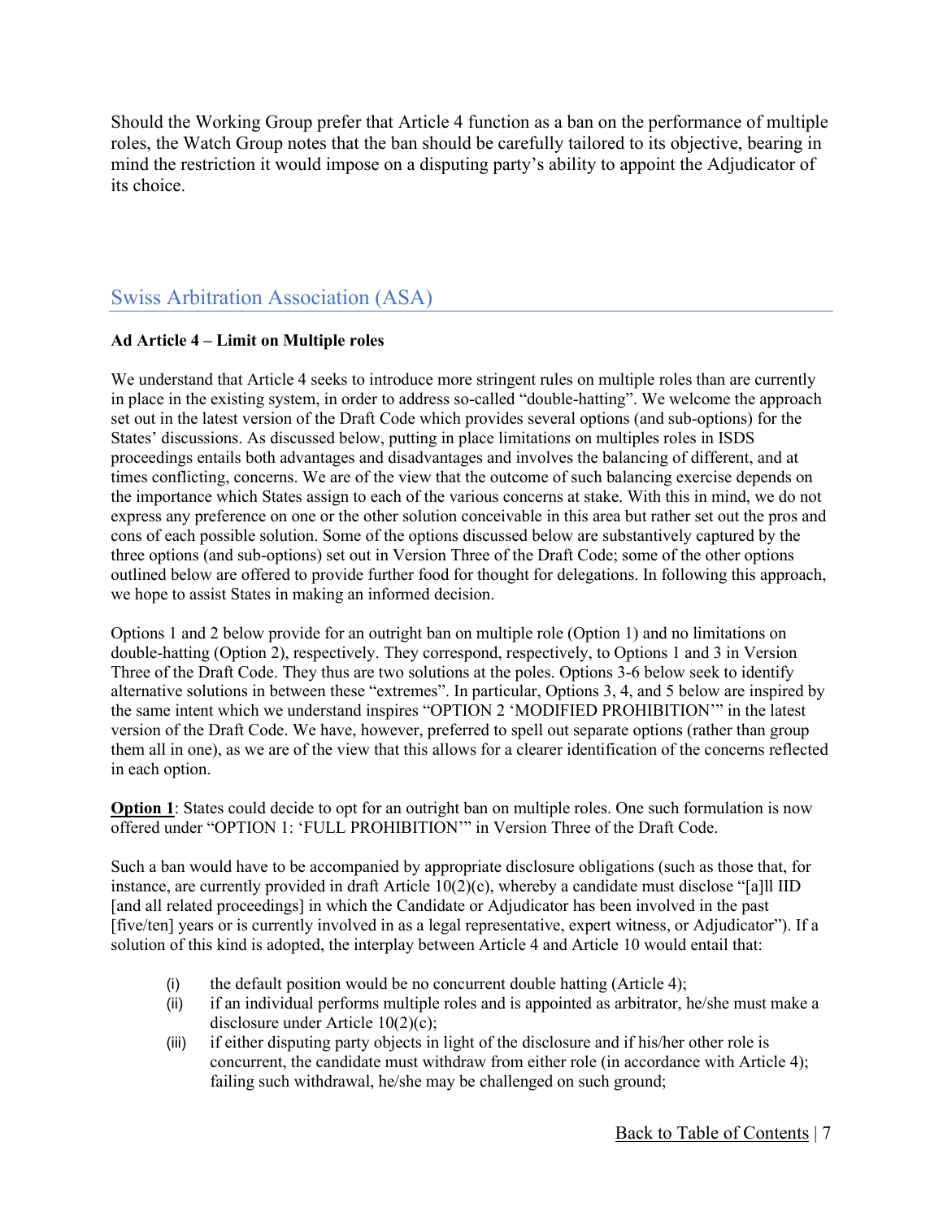Should the Working Group prefer that Article 4 function as a ban on the performance of multiple roles, the Watch Group notes that the ban should be carefully tailored to its objective, bearing in mind the restriction it would impose on a disputing party's ability to appoint the Adjudicator of its choice.

## Swiss Arbitration Association (ASA)

**Ad Article 4 – Limit on Multiple roles**

We understand that Article 4 seeks to introduce more stringent rules on multiple roles than are currently in place in the existing system, in order to address so-called "double-hatting". We welcome the approach set out in the latest version of the Draft Code which provides several options (and sub-options) for the States' discussions. As discussed below, putting in place limitations on multiples roles in ISDS proceedings entails both advantages and disadvantages and involves the balancing of different, and at times conflicting, concerns. We are of the view that the outcome of such balancing exercise depends on the importance which States assign to each of the various concerns at stake. With this in mind, we do not express any preference on one or the other solution conceivable in this area but rather set out the pros and cons of each possible solution. Some of the options discussed below are substantively captured by the three options (and sub-options) set out in Version Three of the Draft Code; some of the other options outlined below are offered to provide further food for thought for delegations. In following this approach, we hope to assist States in making an informed decision.

Options 1 and 2 below provide for an outright ban on multiple role (Option 1) and no limitations on double-hatting (Option 2), respectively. They correspond, respectively, to Options 1 and 3 in Version Three of the Draft Code. They thus are two solutions at the poles. Options 3-6 below seek to identify alternative solutions in between these "extremes". In particular, Options 3, 4, and 5 below are inspired by the same intent which we understand inspires "OPTION 2 'MODIFIED PROHIBITION'" in the latest version of the Draft Code. We have, however, preferred to spell out separate options (rather than group them all in one), as we are of the view that this allows for a clearer identification of the concerns reflected in each option.

**Option 1**: States could decide to opt for an outright ban on multiple roles. One such formulation is now offered under "OPTION 1: 'FULL PROHIBITION'" in Version Three of the Draft Code.

Such a ban would have to be accompanied by appropriate disclosure obligations (such as those that, for instance, are currently provided in draft Article 10(2)(c), whereby a candidate must disclose "[a]ll IID [and all related proceedings] in which the Candidate or Adjudicator has been involved in the past [five/ten] years or is currently involved in as a legal representative, expert witness, or Adjudicator"). If a solution of this kind is adopted, the interplay between Article 4 and Article 10 would entail that:

(i) the default position would be no concurrent double hatting (Article 4);

(ii) if an individual performs multiple roles and is appointed as arbitrator, he/she must make a disclosure under Article 10(2)(c);

(iii) if either disputing party objects in light of the disclosure and if his/her other role is concurrent, the candidate must withdraw from either role (in accordance with Article 4); failing such withdrawal, he/she may be challenged on such ground;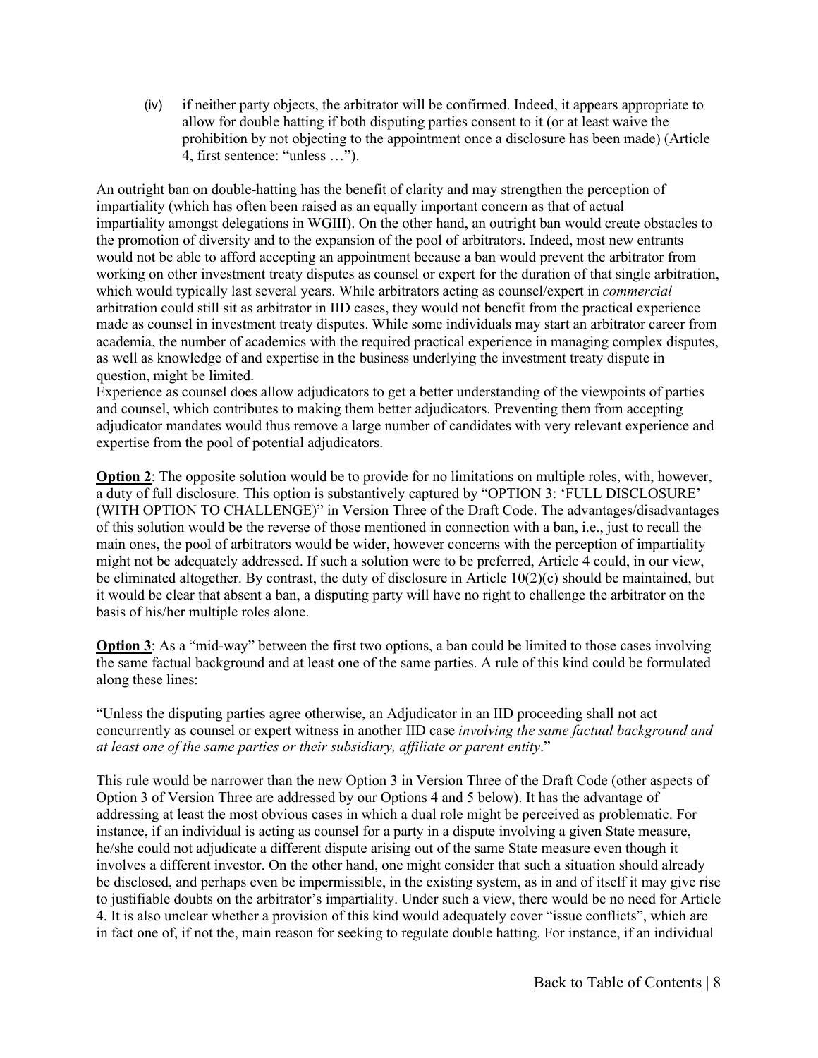(iv) if neither party objects, the arbitrator will be confirmed. Indeed, it appears appropriate to allow for double hatting if both disputing parties consent to it (or at least waive the prohibition by not objecting to the appointment once a disclosure has been made) (Article 4, first sentence: "unless …").

An outright ban on double-hatting has the benefit of clarity and may strengthen the perception of impartiality (which has often been raised as an equally important concern as that of actual impartiality amongst delegations in WGIII). On the other hand, an outright ban would create obstacles to the promotion of diversity and to the expansion of the pool of arbitrators. Indeed, most new entrants would not be able to afford accepting an appointment because a ban would prevent the arbitrator from working on other investment treaty disputes as counsel or expert for the duration of that single arbitration, which would typically last several years. While arbitrators acting as counsel/expert in *commercial* arbitration could still sit as arbitrator in IID cases, they would not benefit from the practical experience made as counsel in investment treaty disputes. While some individuals may start an arbitrator career from academia, the number of academics with the required practical experience in managing complex disputes, as well as knowledge of and expertise in the business underlying the investment treaty dispute in question, might be limited.

Experience as counsel does allow adjudicators to get a better understanding of the viewpoints of parties and counsel, which contributes to making them better adjudicators. Preventing them from accepting adjudicator mandates would thus remove a large number of candidates with very relevant experience and expertise from the pool of potential adjudicators.

**Option 2**: The opposite solution would be to provide for no limitations on multiple roles, with, however, a duty of full disclosure. This option is substantively captured by "OPTION 3: 'FULL DISCLOSURE' (WITH OPTION TO CHALLENGE)" in Version Three of the Draft Code. The advantages/disadvantages of this solution would be the reverse of those mentioned in connection with a ban, i.e., just to recall the main ones, the pool of arbitrators would be wider, however concerns with the perception of impartiality might not be adequately addressed. If such a solution were to be preferred, Article 4 could, in our view, be eliminated altogether. By contrast, the duty of disclosure in Article 10(2)(c) should be maintained, but it would be clear that absent a ban, a disputing party will have no right to challenge the arbitrator on the basis of his/her multiple roles alone.

**Option 3**: As a "mid-way" between the first two options, a ban could be limited to those cases involving the same factual background and at least one of the same parties. A rule of this kind could be formulated along these lines:

"Unless the disputing parties agree otherwise, an Adjudicator in an IID proceeding shall not act concurrently as counsel or expert witness in another IID case *involving the same factual background and at least one of the same parties or their subsidiary, affiliate or parent entity*."

This rule would be narrower than the new Option 3 in Version Three of the Draft Code (other aspects of Option 3 of Version Three are addressed by our Options 4 and 5 below). It has the advantage of addressing at least the most obvious cases in which a dual role might be perceived as problematic. For instance, if an individual is acting as counsel for a party in a dispute involving a given State measure, he/she could not adjudicate a different dispute arising out of the same State measure even though it involves a different investor. On the other hand, one might consider that such a situation should already be disclosed, and perhaps even be impermissible, in the existing system, as in and of itself it may give rise to justifiable doubts on the arbitrator's impartiality. Under such a view, there would be no need for Article 4. It is also unclear whether a provision of this kind would adequately cover "issue conflicts", which are in fact one of, if not the, main reason for seeking to regulate double hatting. For instance, if an individual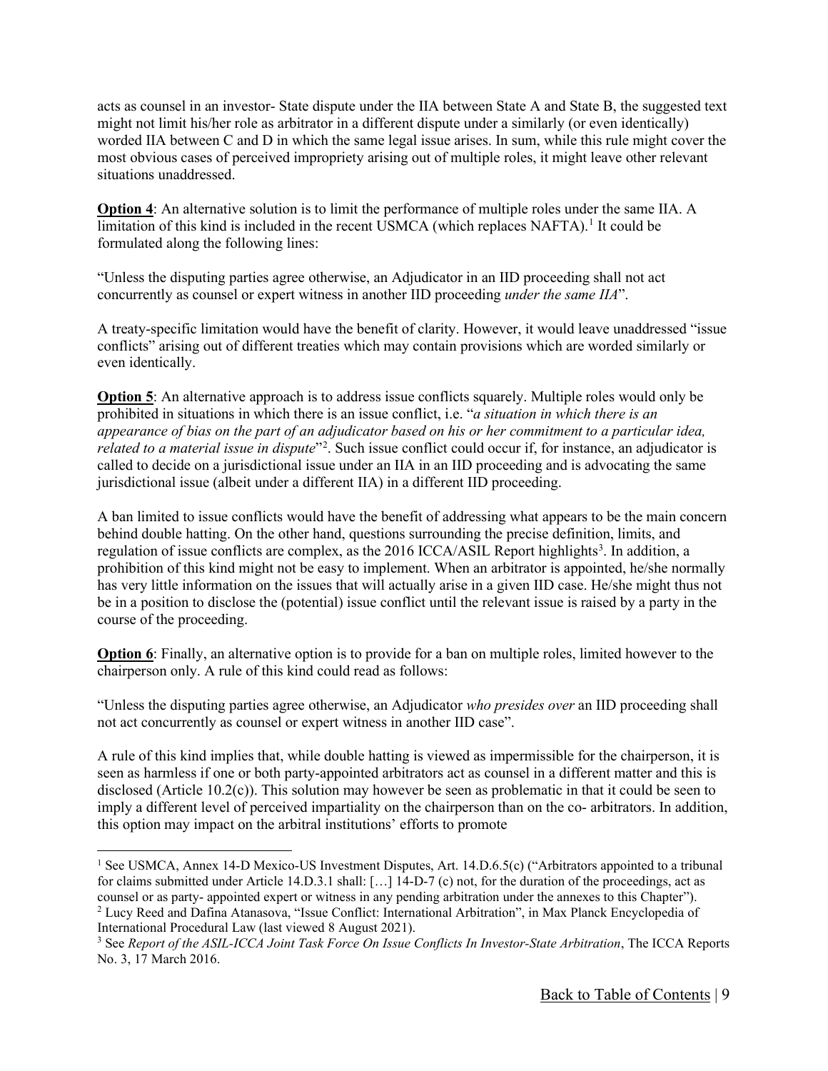acts as counsel in an investor- State dispute under the IIA between State A and State B, the suggested text might not limit his/her role as arbitrator in a different dispute under a similarly (or even identically) worded IIA between C and D in which the same legal issue arises. In sum, while this rule might cover the most obvious cases of perceived impropriety arising out of multiple roles, it might leave other relevant situations unaddressed.

**Option 4**: An alternative solution is to limit the performance of multiple roles under the same IIA. A limitation of this kind is included in the recent USMCA (which replaces NAFTA).[1] It could be formulated along the following lines:

"Unless the disputing parties agree otherwise, an Adjudicator in an IID proceeding shall not act concurrently as counsel or expert witness in another IID proceeding *under the same IIA*".

A treaty-specific limitation would have the benefit of clarity. However, it would leave unaddressed "issue conflicts" arising out of different treaties which may contain provisions which are worded similarly or even identically.

**Option 5**: An alternative approach is to address issue conflicts squarely. Multiple roles would only be prohibited in situations in which there is an issue conflict, i.e. "*a situation in which there is an appearance of bias on the part of an adjudicator based on his or her commitment to a particular idea, related to a material issue in dispute*"[2]. Such issue conflict could occur if, for instance, an adjudicator is called to decide on a jurisdictional issue under an IIA in an IID proceeding and is advocating the same jurisdictional issue (albeit under a different IIA) in a different IID proceeding.

A ban limited to issue conflicts would have the benefit of addressing what appears to be the main concern behind double hatting. On the other hand, questions surrounding the precise definition, limits, and regulation of issue conflicts are complex, as the 2016 ICCA/ASIL Report highlights[3]. In addition, a prohibition of this kind might not be easy to implement. When an arbitrator is appointed, he/she normally has very little information on the issues that will actually arise in a given IID case. He/she might thus not be in a position to disclose the (potential) issue conflict until the relevant issue is raised by a party in the course of the proceeding.

**Option 6**: Finally, an alternative option is to provide for a ban on multiple roles, limited however to the chairperson only. A rule of this kind could read as follows:

"Unless the disputing parties agree otherwise, an Adjudicator *who presides over* an IID proceeding shall not act concurrently as counsel or expert witness in another IID case".

A rule of this kind implies that, while double hatting is viewed as impermissible for the chairperson, it is seen as harmless if one or both party-appointed arbitrators act as counsel in a different matter and this is disclosed (Article 10.2(c)). This solution may however be seen as problematic in that it could be seen to imply a different level of perceived impartiality on the chairperson than on the co- arbitrators. In addition, this option may impact on the arbitral institutions' efforts to promote

---

[1] See USMCA, Annex 14-D Mexico-US Investment Disputes, Art. 14.D.6.5(c) ("Arbitrators appointed to a tribunal for claims submitted under Article 14.D.3.1 shall: […] 14-D-7 (c) not, for the duration of the proceedings, act as counsel or as party- appointed expert or witness in any pending arbitration under the annexes to this Chapter").

[2] Lucy Reed and Dafina Atanasova, "Issue Conflict: International Arbitration", in Max Planck Encyclopedia of International Procedural Law (last viewed 8 August 2021).

[3] See *Report of the ASIL-ICCA Joint Task Force On Issue Conflicts In Investor-State Arbitration*, The ICCA Reports No. 3, 17 March 2016.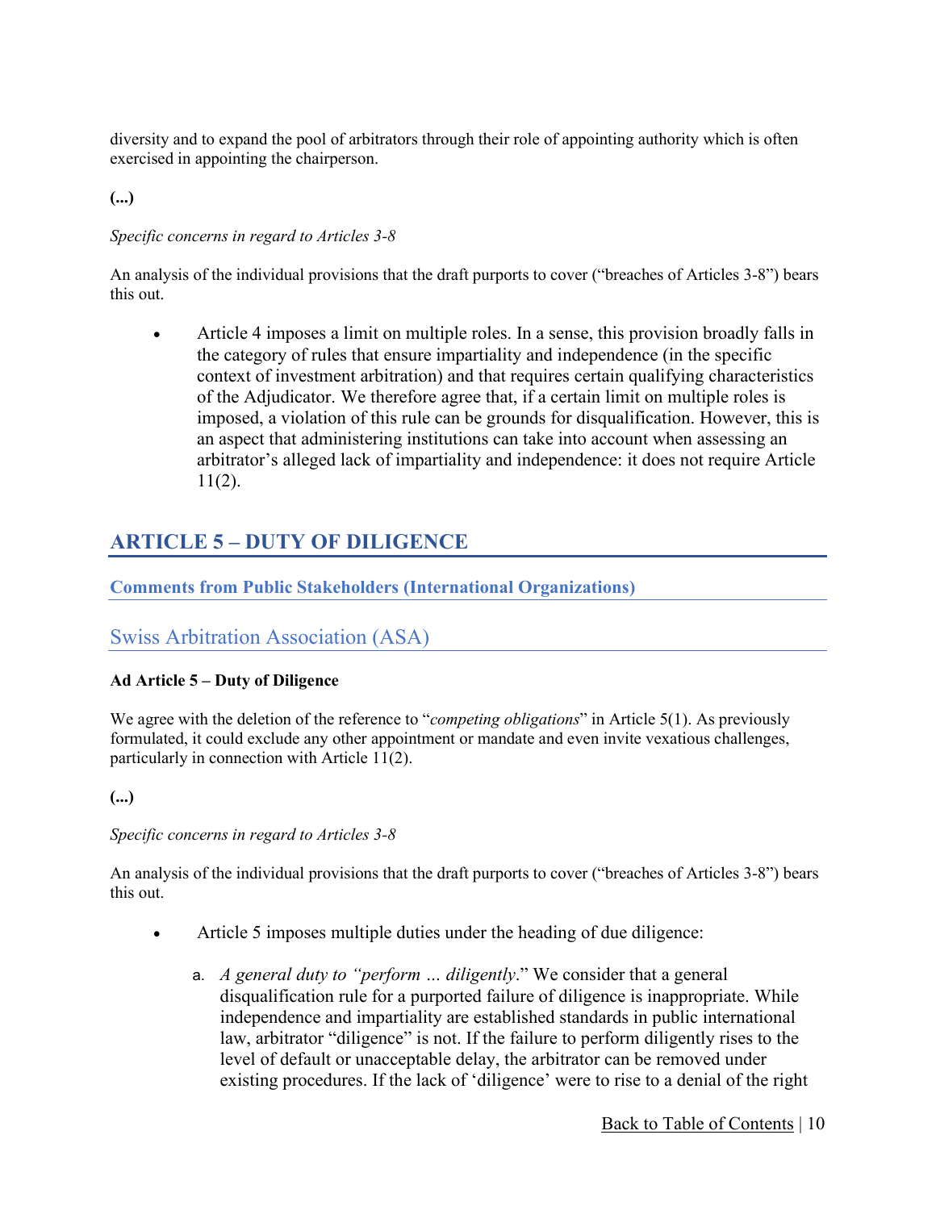diversity and to expand the pool of arbitrators through their role of appointing authority which is often exercised in appointing the chairperson.

**(...)**

*Specific concerns in regard to Articles 3-8*

An analysis of the individual provisions that the draft purports to cover ("breaches of Articles 3-8") bears this out.

- Article 4 imposes a limit on multiple roles. In a sense, this provision broadly falls in the category of rules that ensure impartiality and independence (in the specific context of investment arbitration) and that requires certain qualifying characteristics of the Adjudicator. We therefore agree that, if a certain limit on multiple roles is imposed, a violation of this rule can be grounds for disqualification. However, this is an aspect that administering institutions can take into account when assessing an arbitrator's alleged lack of impartiality and independence: it does not require Article 11(2).

## ARTICLE 5 – DUTY OF DILIGENCE

### Comments from Public Stakeholders (International Organizations)

### Swiss Arbitration Association (ASA)

**Ad Article 5 – Duty of Diligence**

We agree with the deletion of the reference to "*competing obligations*" in Article 5(1). As previously formulated, it could exclude any other appointment or mandate and even invite vexatious challenges, particularly in connection with Article 11(2).

**(...)**

*Specific concerns in regard to Articles 3-8*

An analysis of the individual provisions that the draft purports to cover ("breaches of Articles 3-8") bears this out.

- Article 5 imposes multiple duties under the heading of due diligence:
    a. *A general duty to "perform … diligently*." We consider that a general disqualification rule for a purported failure of diligence is inappropriate. While independence and impartiality are established standards in public international law, arbitrator "diligence" is not. If the failure to perform diligently rises to the level of default or unacceptable delay, the arbitrator can be removed under existing procedures. If the lack of 'diligence' were to rise to a denial of the right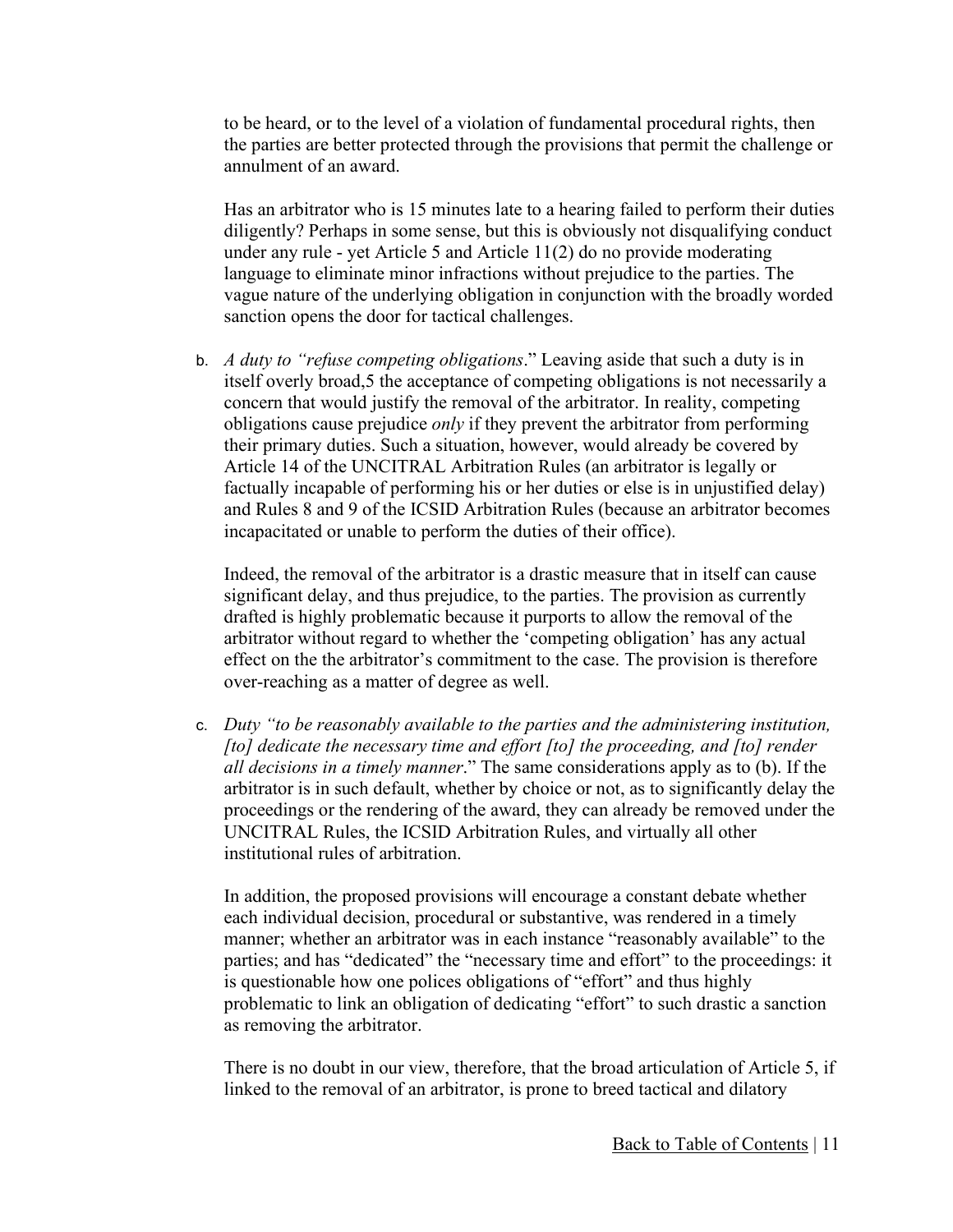to be heard, or to the level of a violation of fundamental procedural rights, then the parties are better protected through the provisions that permit the challenge or annulment of an award.

Has an arbitrator who is 15 minutes late to a hearing failed to perform their duties diligently? Perhaps in some sense, but this is obviously not disqualifying conduct under any rule - yet Article 5 and Article 11(2) do no provide moderating language to eliminate minor infractions without prejudice to the parties. The vague nature of the underlying obligation in conjunction with the broadly worded sanction opens the door for tactical challenges.

b. *A duty to "refuse competing obligations*." Leaving aside that such a duty is in itself overly broad,5 the acceptance of competing obligations is not necessarily a concern that would justify the removal of the arbitrator. In reality, competing obligations cause prejudice *only* if they prevent the arbitrator from performing their primary duties. Such a situation, however, would already be covered by Article 14 of the UNCITRAL Arbitration Rules (an arbitrator is legally or factually incapable of performing his or her duties or else is in unjustified delay) and Rules 8 and 9 of the ICSID Arbitration Rules (because an arbitrator becomes incapacitated or unable to perform the duties of their office).

   Indeed, the removal of the arbitrator is a drastic measure that in itself can cause significant delay, and thus prejudice, to the parties. The provision as currently drafted is highly problematic because it purports to allow the removal of the arbitrator without regard to whether the 'competing obligation' has any actual effect on the the arbitrator's commitment to the case. The provision is therefore over-reaching as a matter of degree as well.

c. *Duty "to be reasonably available to the parties and the administering institution, [to] dedicate the necessary time and effort [to] the proceeding, and [to] render all decisions in a timely manner*." The same considerations apply as to (b). If the arbitrator is in such default, whether by choice or not, as to significantly delay the proceedings or the rendering of the award, they can already be removed under the UNCITRAL Rules, the ICSID Arbitration Rules, and virtually all other institutional rules of arbitration.

   In addition, the proposed provisions will encourage a constant debate whether each individual decision, procedural or substantive, was rendered in a timely manner; whether an arbitrator was in each instance "reasonably available" to the parties; and has "dedicated" the "necessary time and effort" to the proceedings: it is questionable how one polices obligations of "effort" and thus highly problematic to link an obligation of dedicating "effort" to such drastic a sanction as removing the arbitrator.

   There is no doubt in our view, therefore, that the broad articulation of Article 5, if linked to the removal of an arbitrator, is prone to breed tactical and dilatory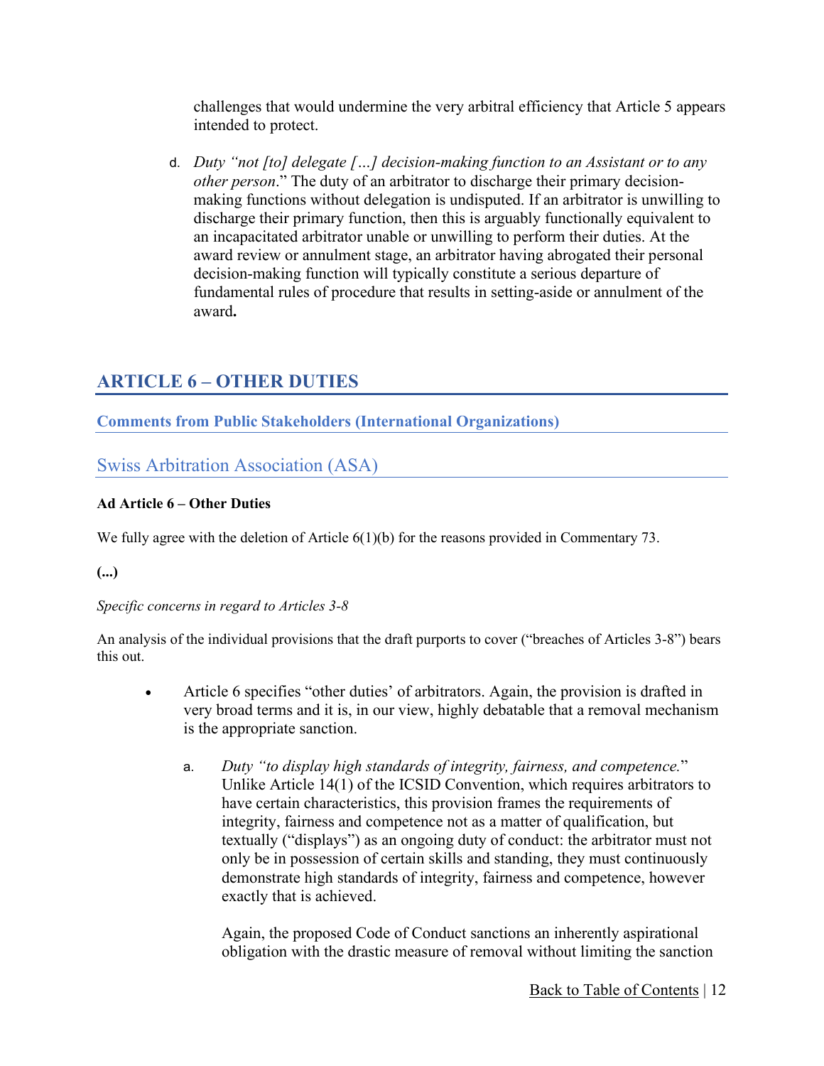challenges that would undermine the very arbitral efficiency that Article 5 appears intended to protect.

d. *Duty "not [to] delegate […] decision-making function to an Assistant or to any other person*." The duty of an arbitrator to discharge their primary decision-making functions without delegation is undisputed. If an arbitrator is unwilling to discharge their primary function, then this is arguably functionally equivalent to an incapacitated arbitrator unable or unwilling to perform their duties. At the award review or annulment stage, an arbitrator having abrogated their personal decision-making function will typically constitute a serious departure of fundamental rules of procedure that results in setting-aside or annulment of the award**.**

## ARTICLE 6 – OTHER DUTIES

### Comments from Public Stakeholders (International Organizations)

### Swiss Arbitration Association (ASA)

**Ad Article 6 – Other Duties**

We fully agree with the deletion of Article 6(1)(b) for the reasons provided in Commentary 73.

**(...)**

*Specific concerns in regard to Articles 3-8*

An analysis of the individual provisions that the draft purports to cover ("breaches of Articles 3-8") bears this out.

- Article 6 specifies "other duties' of arbitrators. Again, the provision is drafted in very broad terms and it is, in our view, highly debatable that a removal mechanism is the appropriate sanction.

  a. *Duty "to display high standards of integrity, fairness, and competence.*" Unlike Article 14(1) of the ICSID Convention, which requires arbitrators to have certain characteristics, this provision frames the requirements of integrity, fairness and competence not as a matter of qualification, but textually ("displays") as an ongoing duty of conduct: the arbitrator must not only be in possession of certain skills and standing, they must continuously demonstrate high standards of integrity, fairness and competence, however exactly that is achieved.

     Again, the proposed Code of Conduct sanctions an inherently aspirational obligation with the drastic measure of removal without limiting the sanction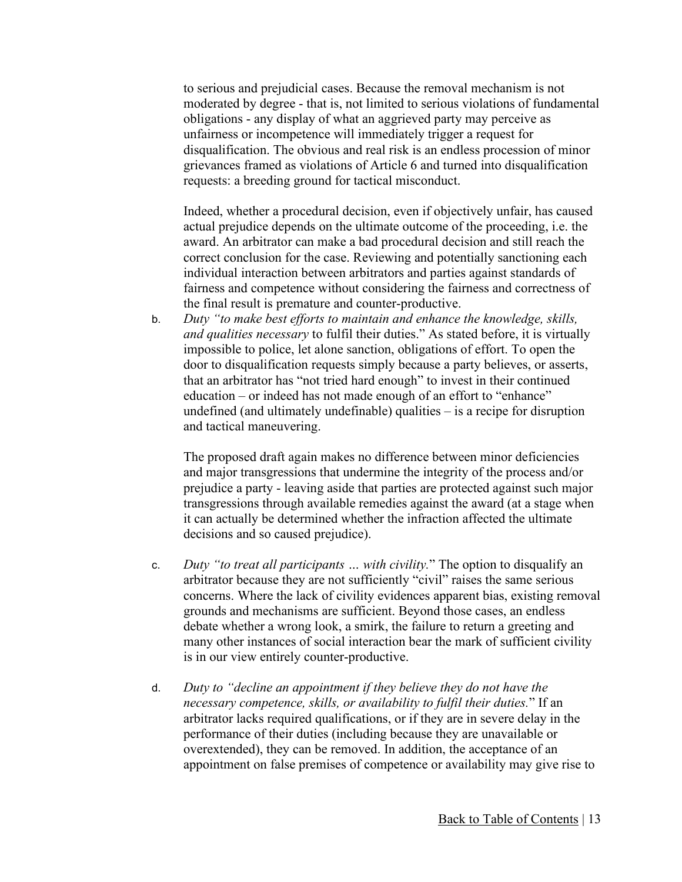to serious and prejudicial cases. Because the removal mechanism is not moderated by degree - that is, not limited to serious violations of fundamental obligations - any display of what an aggrieved party may perceive as unfairness or incompetence will immediately trigger a request for disqualification. The obvious and real risk is an endless procession of minor grievances framed as violations of Article 6 and turned into disqualification requests: a breeding ground for tactical misconduct.

Indeed, whether a procedural decision, even if objectively unfair, has caused actual prejudice depends on the ultimate outcome of the proceeding, i.e. the award. An arbitrator can make a bad procedural decision and still reach the correct conclusion for the case. Reviewing and potentially sanctioning each individual interaction between arbitrators and parties against standards of fairness and competence without considering the fairness and correctness of the final result is premature and counter-productive.

b. *Duty "to make best efforts to maintain and enhance the knowledge, skills, and qualities necessary* to fulfil their duties." As stated before, it is virtually impossible to police, let alone sanction, obligations of effort. To open the door to disqualification requests simply because a party believes, or asserts, that an arbitrator has "not tried hard enough" to invest in their continued education – or indeed has not made enough of an effort to "enhance" undefined (and ultimately undefinable) qualities – is a recipe for disruption and tactical maneuvering.

   The proposed draft again makes no difference between minor deficiencies and major transgressions that undermine the integrity of the process and/or prejudice a party - leaving aside that parties are protected against such major transgressions through available remedies against the award (at a stage when it can actually be determined whether the infraction affected the ultimate decisions and so caused prejudice).

c. *Duty "to treat all participants … with civility.*" The option to disqualify an arbitrator because they are not sufficiently "civil" raises the same serious concerns. Where the lack of civility evidences apparent bias, existing removal grounds and mechanisms are sufficient. Beyond those cases, an endless debate whether a wrong look, a smirk, the failure to return a greeting and many other instances of social interaction bear the mark of sufficient civility is in our view entirely counter-productive.

d. *Duty to "decline an appointment if they believe they do not have the necessary competence, skills, or availability to fulfil their duties.*" If an arbitrator lacks required qualifications, or if they are in severe delay in the performance of their duties (including because they are unavailable or overextended), they can be removed. In addition, the acceptance of an appointment on false premises of competence or availability may give rise to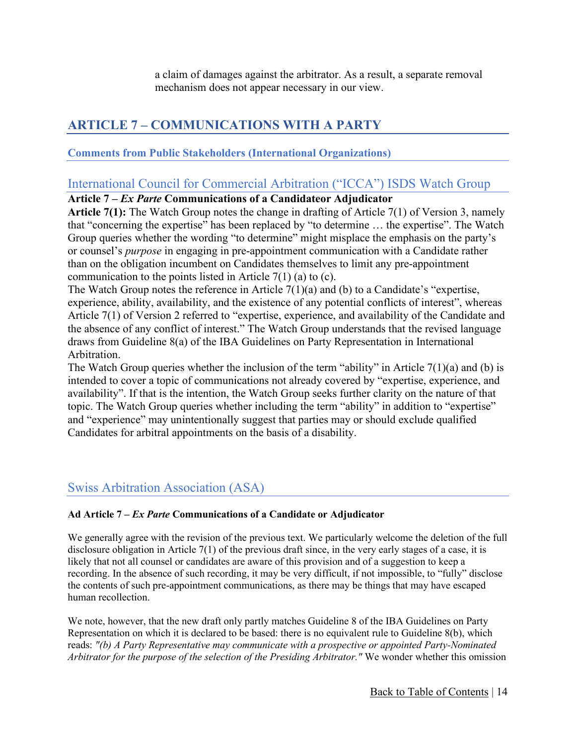a claim of damages against the arbitrator. As a result, a separate removal mechanism does not appear necessary in our view.

## ARTICLE 7 – COMMUNICATIONS WITH A PARTY

### Comments from Public Stakeholders (International Organizations)

### International Council for Commercial Arbitration ("ICCA") ISDS Watch Group

**Article 7 – *Ex Parte* Communications of a Candidateor Adjudicator**

**Article 7(1):** The Watch Group notes the change in drafting of Article 7(1) of Version 3, namely that "concerning the expertise" has been replaced by "to determine … the expertise". The Watch Group queries whether the wording "to determine" might misplace the emphasis on the party's or counsel's *purpose* in engaging in pre-appointment communication with a Candidate rather than on the obligation incumbent on Candidates themselves to limit any pre-appointment communication to the points listed in Article 7(1) (a) to (c).

The Watch Group notes the reference in Article 7(1)(a) and (b) to a Candidate's "expertise, experience, ability, availability, and the existence of any potential conflicts of interest", whereas Article 7(1) of Version 2 referred to "expertise, experience, and availability of the Candidate and the absence of any conflict of interest." The Watch Group understands that the revised language draws from Guideline 8(a) of the IBA Guidelines on Party Representation in International Arbitration.

The Watch Group queries whether the inclusion of the term "ability" in Article 7(1)(a) and (b) is intended to cover a topic of communications not already covered by "expertise, experience, and availability". If that is the intention, the Watch Group seeks further clarity on the nature of that topic. The Watch Group queries whether including the term "ability" in addition to "expertise" and "experience" may unintentionally suggest that parties may or should exclude qualified Candidates for arbitral appointments on the basis of a disability.

### Swiss Arbitration Association (ASA)

**Ad Article 7 – *Ex Parte* Communications of a Candidate or Adjudicator**

We generally agree with the revision of the previous text. We particularly welcome the deletion of the full disclosure obligation in Article 7(1) of the previous draft since, in the very early stages of a case, it is likely that not all counsel or candidates are aware of this provision and of a suggestion to keep a recording. In the absence of such recording, it may be very difficult, if not impossible, to "fully" disclose the contents of such pre-appointment communications, as there may be things that may have escaped human recollection.

We note, however, that the new draft only partly matches Guideline 8 of the IBA Guidelines on Party Representation on which it is declared to be based: there is no equivalent rule to Guideline 8(b), which reads: *"(b) A Party Representative may communicate with a prospective or appointed Party-Nominated Arbitrator for the purpose of the selection of the Presiding Arbitrator."* We wonder whether this omission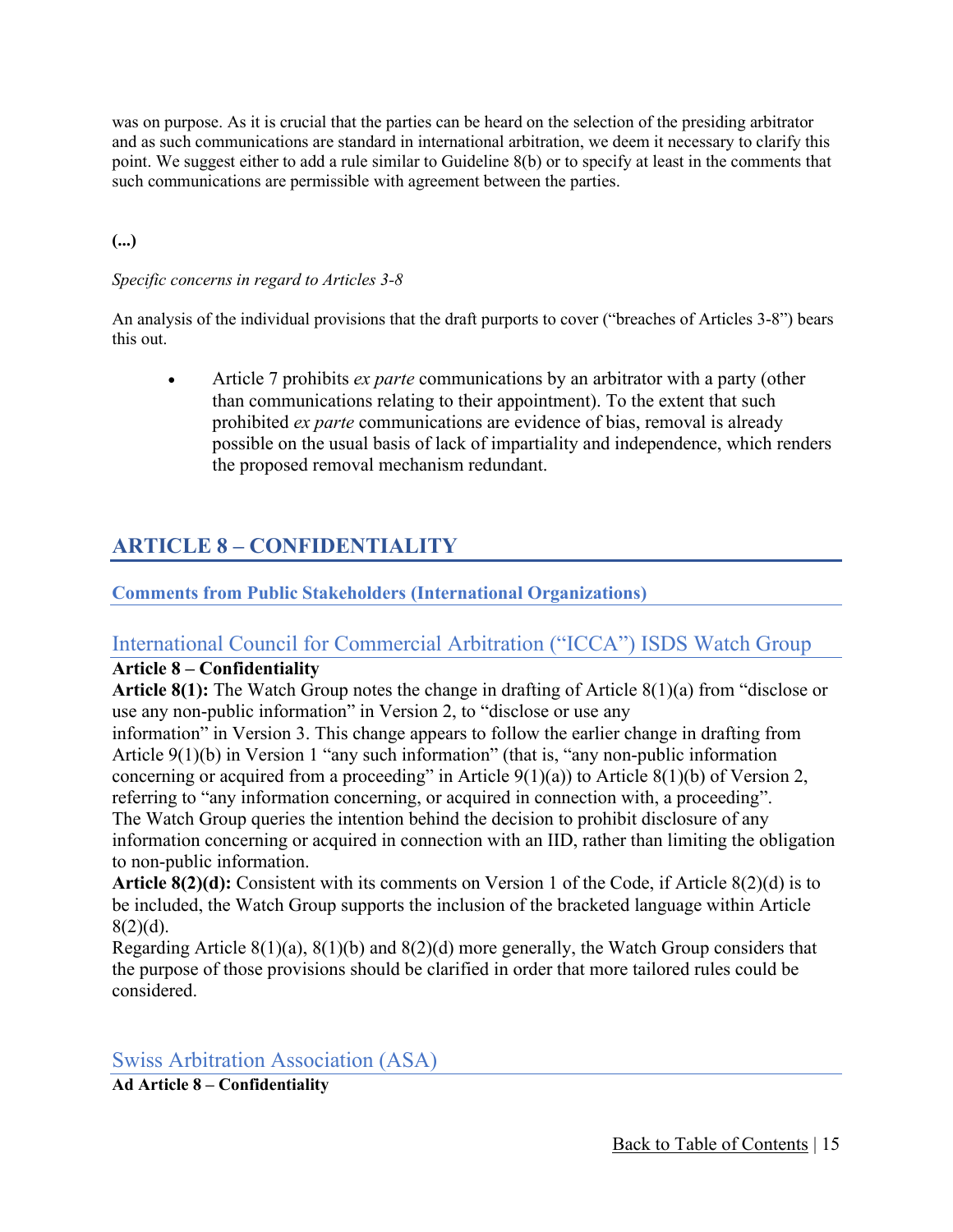was on purpose. As it is crucial that the parties can be heard on the selection of the presiding arbitrator and as such communications are standard in international arbitration, we deem it necessary to clarify this point. We suggest either to add a rule similar to Guideline 8(b) or to specify at least in the comments that such communications are permissible with agreement between the parties.

**(...)**

*Specific concerns in regard to Articles 3-8*

An analysis of the individual provisions that the draft purports to cover ("breaches of Articles 3-8") bears this out.

- Article 7 prohibits *ex parte* communications by an arbitrator with a party (other than communications relating to their appointment). To the extent that such prohibited *ex parte* communications are evidence of bias, removal is already possible on the usual basis of lack of impartiality and independence, which renders the proposed removal mechanism redundant.

## ARTICLE 8 – CONFIDENTIALITY

### Comments from Public Stakeholders (International Organizations)

### International Council for Commercial Arbitration ("ICCA") ISDS Watch Group

**Article 8 – Confidentiality**

**Article 8(1):** The Watch Group notes the change in drafting of Article 8(1)(a) from "disclose or use any non-public information" in Version 2, to "disclose or use any information" in Version 3. This change appears to follow the earlier change in drafting from Article 9(1)(b) in Version 1 "any such information" (that is, "any non-public information concerning or acquired from a proceeding" in Article 9(1)(a)) to Article 8(1)(b) of Version 2, referring to "any information concerning, or acquired in connection with, a proceeding". The Watch Group queries the intention behind the decision to prohibit disclosure of any information concerning or acquired in connection with an IID, rather than limiting the obligation to non-public information.

**Article 8(2)(d):** Consistent with its comments on Version 1 of the Code, if Article 8(2)(d) is to be included, the Watch Group supports the inclusion of the bracketed language within Article 8(2)(d).

Regarding Article 8(1)(a), 8(1)(b) and 8(2)(d) more generally, the Watch Group considers that the purpose of those provisions should be clarified in order that more tailored rules could be considered.

### Swiss Arbitration Association (ASA)

**Ad Article 8 – Confidentiality**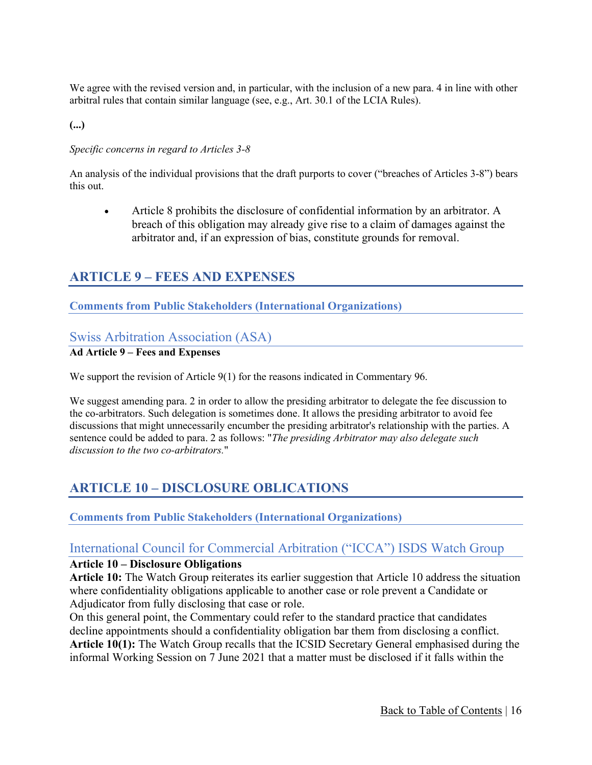We agree with the revised version and, in particular, with the inclusion of a new para. 4 in line with other arbitral rules that contain similar language (see, e.g., Art. 30.1 of the LCIA Rules).

**(...)**

*Specific concerns in regard to Articles 3-8*

An analysis of the individual provisions that the draft purports to cover ("breaches of Articles 3-8") bears this out.

- Article 8 prohibits the disclosure of confidential information by an arbitrator. A breach of this obligation may already give rise to a claim of damages against the arbitrator and, if an expression of bias, constitute grounds for removal.

## ARTICLE 9 – FEES AND EXPENSES

### Comments from Public Stakeholders (International Organizations)

#### Swiss Arbitration Association (ASA)

**Ad Article 9 – Fees and Expenses**

We support the revision of Article 9(1) for the reasons indicated in Commentary 96.

We suggest amending para. 2 in order to allow the presiding arbitrator to delegate the fee discussion to the co-arbitrators. Such delegation is sometimes done. It allows the presiding arbitrator to avoid fee discussions that might unnecessarily encumber the presiding arbitrator's relationship with the parties. A sentence could be added to para. 2 as follows: "*The presiding Arbitrator may also delegate such discussion to the two co-arbitrators.*"

## ARTICLE 10 – DISCLOSURE OBLICATIONS

### Comments from Public Stakeholders (International Organizations)

#### International Council for Commercial Arbitration ("ICCA") ISDS Watch Group

**Article 10 – Disclosure Obligations**

**Article 10:** The Watch Group reiterates its earlier suggestion that Article 10 address the situation where confidentiality obligations applicable to another case or role prevent a Candidate or Adjudicator from fully disclosing that case or role.

On this general point, the Commentary could refer to the standard practice that candidates decline appointments should a confidentiality obligation bar them from disclosing a conflict.

**Article 10(1):** The Watch Group recalls that the ICSID Secretary General emphasised during the informal Working Session on 7 June 2021 that a matter must be disclosed if it falls within the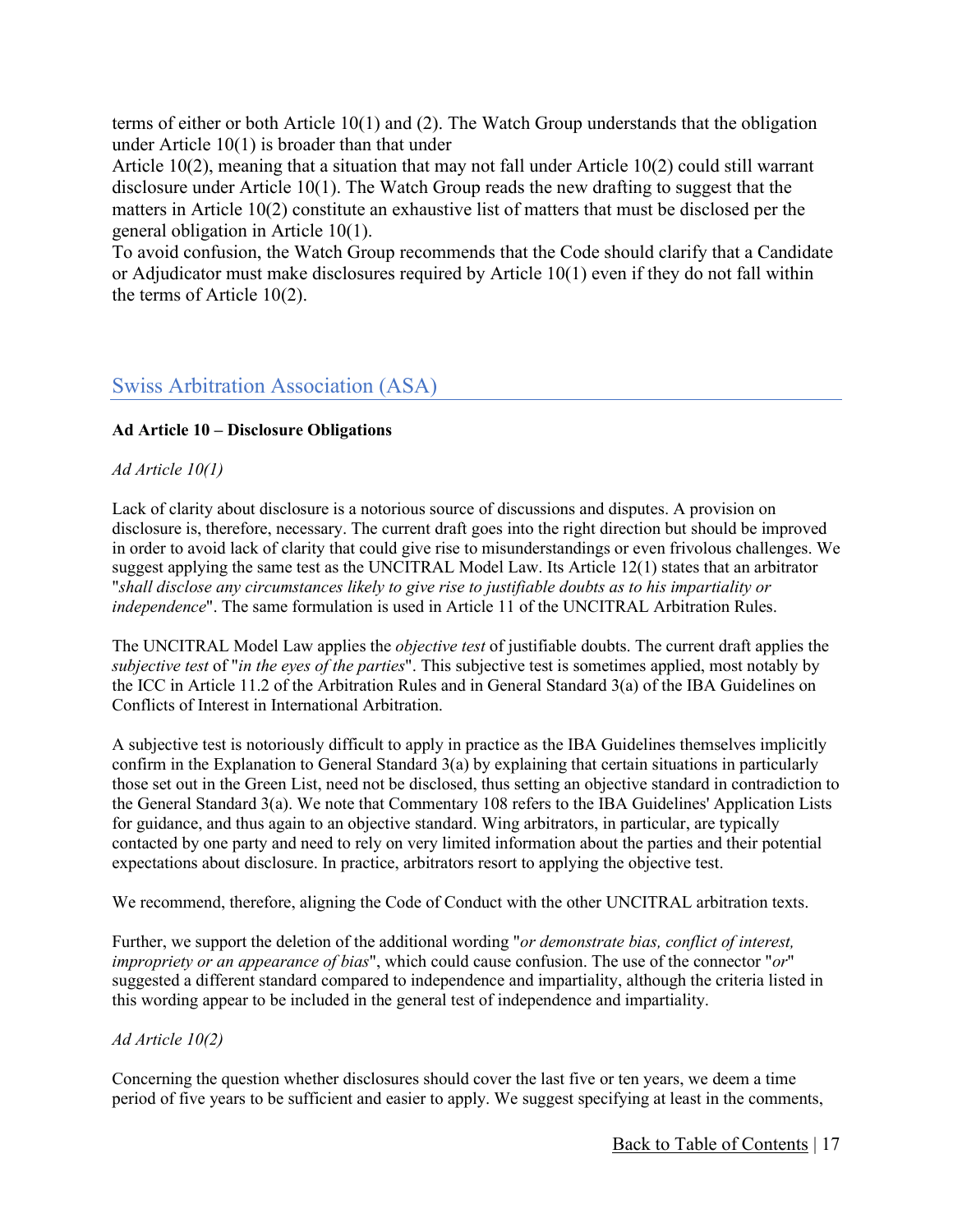terms of either or both Article 10(1) and (2). The Watch Group understands that the obligation under Article 10(1) is broader than that under
Article 10(2), meaning that a situation that may not fall under Article 10(2) could still warrant disclosure under Article 10(1). The Watch Group reads the new drafting to suggest that the matters in Article 10(2) constitute an exhaustive list of matters that must be disclosed per the general obligation in Article 10(1).
To avoid confusion, the Watch Group recommends that the Code should clarify that a Candidate or Adjudicator must make disclosures required by Article 10(1) even if they do not fall within the terms of Article 10(2).

## Swiss Arbitration Association (ASA)

**Ad Article 10 – Disclosure Obligations**

*Ad Article 10(1)*

Lack of clarity about disclosure is a notorious source of discussions and disputes. A provision on disclosure is, therefore, necessary. The current draft goes into the right direction but should be improved in order to avoid lack of clarity that could give rise to misunderstandings or even frivolous challenges. We suggest applying the same test as the UNCITRAL Model Law. Its Article 12(1) states that an arbitrator "*shall disclose any circumstances likely to give rise to justifiable doubts as to his impartiality or independence*". The same formulation is used in Article 11 of the UNCITRAL Arbitration Rules.

The UNCITRAL Model Law applies the *objective test* of justifiable doubts. The current draft applies the *subjective test* of "*in the eyes of the parties*". This subjective test is sometimes applied, most notably by the ICC in Article 11.2 of the Arbitration Rules and in General Standard 3(a) of the IBA Guidelines on Conflicts of Interest in International Arbitration.

A subjective test is notoriously difficult to apply in practice as the IBA Guidelines themselves implicitly confirm in the Explanation to General Standard 3(a) by explaining that certain situations in particularly those set out in the Green List, need not be disclosed, thus setting an objective standard in contradiction to the General Standard 3(a). We note that Commentary 108 refers to the IBA Guidelines' Application Lists for guidance, and thus again to an objective standard. Wing arbitrators, in particular, are typically contacted by one party and need to rely on very limited information about the parties and their potential expectations about disclosure. In practice, arbitrators resort to applying the objective test.

We recommend, therefore, aligning the Code of Conduct with the other UNCITRAL arbitration texts.

Further, we support the deletion of the additional wording "*or demonstrate bias, conflict of interest, impropriety or an appearance of bias*", which could cause confusion. The use of the connector "*or*" suggested a different standard compared to independence and impartiality, although the criteria listed in this wording appear to be included in the general test of independence and impartiality.

*Ad Article 10(2)*

Concerning the question whether disclosures should cover the last five or ten years, we deem a time period of five years to be sufficient and easier to apply. We suggest specifying at least in the comments,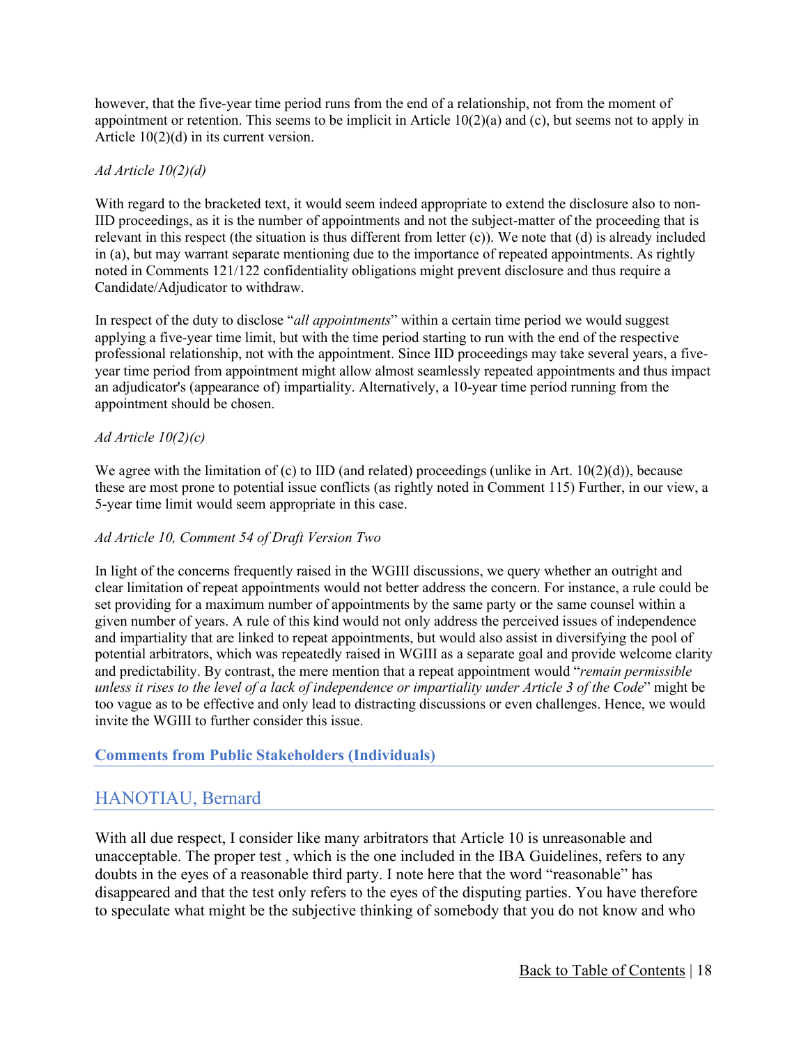however, that the five-year time period runs from the end of a relationship, not from the moment of appointment or retention. This seems to be implicit in Article 10(2)(a) and (c), but seems not to apply in Article 10(2)(d) in its current version.

*Ad Article 10(2)(d)*

With regard to the bracketed text, it would seem indeed appropriate to extend the disclosure also to non-IID proceedings, as it is the number of appointments and not the subject-matter of the proceeding that is relevant in this respect (the situation is thus different from letter (c)). We note that (d) is already included in (a), but may warrant separate mentioning due to the importance of repeated appointments. As rightly noted in Comments 121/122 confidentiality obligations might prevent disclosure and thus require a Candidate/Adjudicator to withdraw.

In respect of the duty to disclose "*all appointments*" within a certain time period we would suggest applying a five-year time limit, but with the time period starting to run with the end of the respective professional relationship, not with the appointment. Since IID proceedings may take several years, a five-year time period from appointment might allow almost seamlessly repeated appointments and thus impact an adjudicator's (appearance of) impartiality. Alternatively, a 10-year time period running from the appointment should be chosen.

*Ad Article 10(2)(c)*

We agree with the limitation of (c) to IID (and related) proceedings (unlike in Art. 10(2)(d)), because these are most prone to potential issue conflicts (as rightly noted in Comment 115) Further, in our view, a 5-year time limit would seem appropriate in this case.

*Ad Article 10, Comment 54 of Draft Version Two*

In light of the concerns frequently raised in the WGIII discussions, we query whether an outright and clear limitation of repeat appointments would not better address the concern. For instance, a rule could be set providing for a maximum number of appointments by the same party or the same counsel within a given number of years. A rule of this kind would not only address the perceived issues of independence and impartiality that are linked to repeat appointments, but would also assist in diversifying the pool of potential arbitrators, which was repeatedly raised in WGIII as a separate goal and provide welcome clarity and predictability. By contrast, the mere mention that a repeat appointment would "*remain permissible unless it rises to the level of a lack of independence or impartiality under Article 3 of the Code*" might be too vague as to be effective and only lead to distracting discussions or even challenges. Hence, we would invite the WGIII to further consider this issue.

### Comments from Public Stakeholders (Individuals)

## HANOTIAU, Bernard

With all due respect, I consider like many arbitrators that Article 10 is unreasonable and unacceptable. The proper test , which is the one included in the IBA Guidelines, refers to any doubts in the eyes of a reasonable third party. I note here that the word "reasonable" has disappeared and that the test only refers to the eyes of the disputing parties. You have therefore to speculate what might be the subjective thinking of somebody that you do not know and who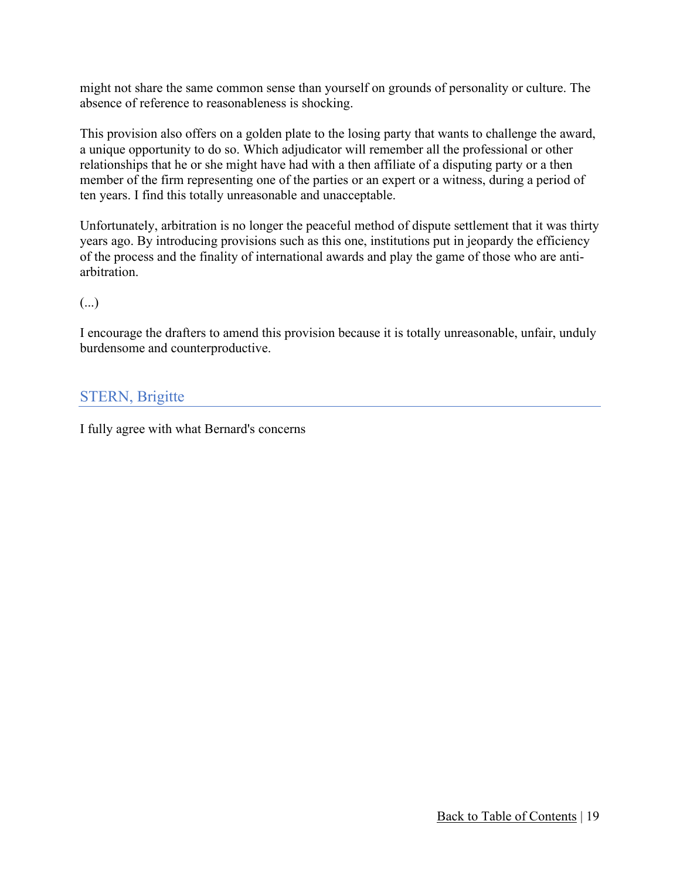might not share the same common sense than yourself on grounds of personality or culture. The absence of reference to reasonableness is shocking.

This provision also offers on a golden plate to the losing party that wants to challenge the award, a unique opportunity to do so. Which adjudicator will remember all the professional or other relationships that he or she might have had with a then affiliate of a disputing party or a then member of the firm representing one of the parties or an expert or a witness, during a period of ten years. I find this totally unreasonable and unacceptable.

Unfortunately, arbitration is no longer the peaceful method of dispute settlement that it was thirty years ago. By introducing provisions such as this one, institutions put in jeopardy the efficiency of the process and the finality of international awards and play the game of those who are anti-arbitration.

(...)

I encourage the drafters to amend this provision because it is totally unreasonable, unfair, unduly burdensome and counterproductive.

## STERN, Brigitte

I fully agree with what Bernard's concerns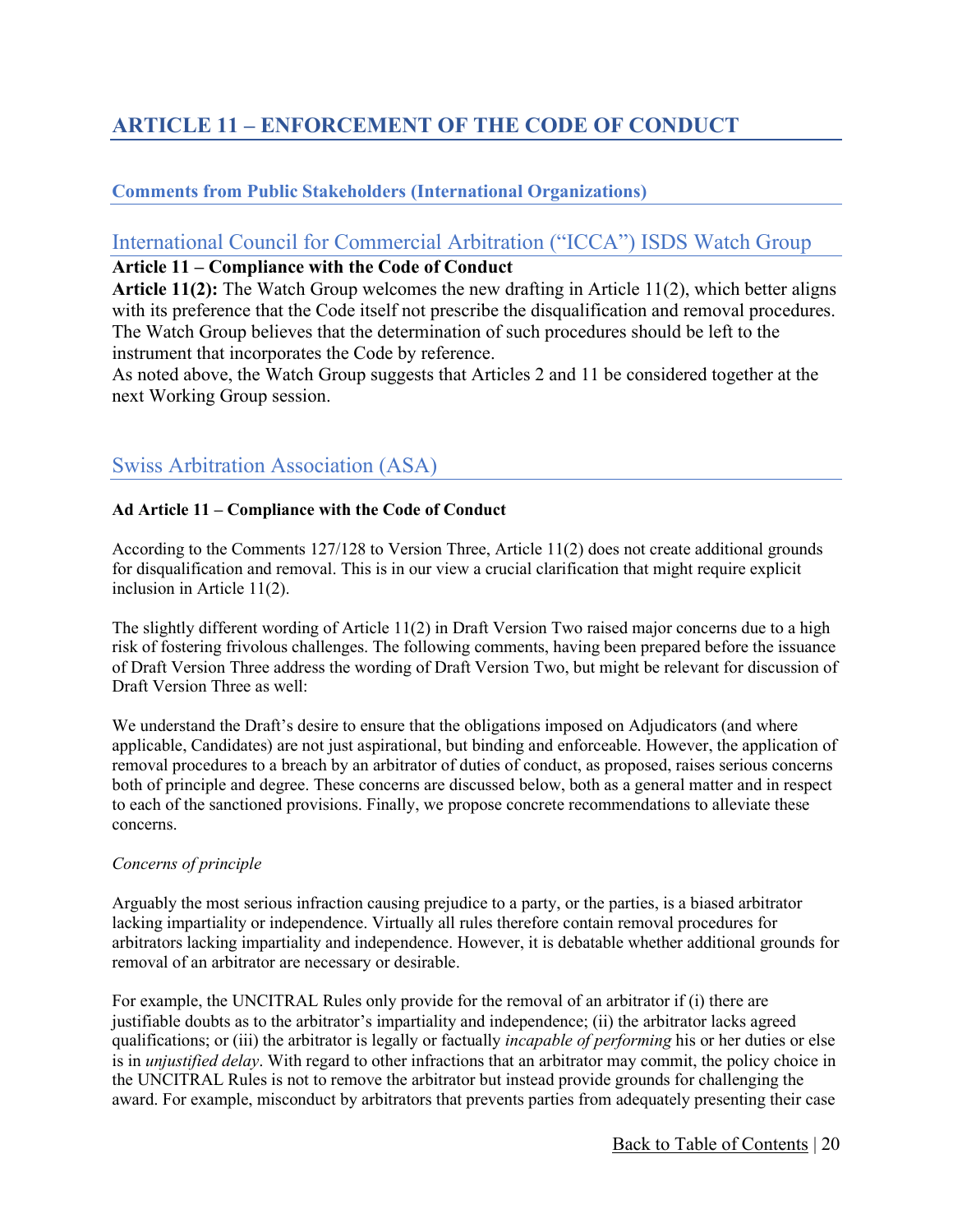# ARTICLE 11 – ENFORCEMENT OF THE CODE OF CONDUCT

### Comments from Public Stakeholders (International Organizations)

## International Council for Commercial Arbitration ("ICCA") ISDS Watch Group

**Article 11 – Compliance with the Code of Conduct**

**Article 11(2):** The Watch Group welcomes the new drafting in Article 11(2), which better aligns with its preference that the Code itself not prescribe the disqualification and removal procedures. The Watch Group believes that the determination of such procedures should be left to the instrument that incorporates the Code by reference.

As noted above, the Watch Group suggests that Articles 2 and 11 be considered together at the next Working Group session.

## Swiss Arbitration Association (ASA)

**Ad Article 11 – Compliance with the Code of Conduct**

According to the Comments 127/128 to Version Three, Article 11(2) does not create additional grounds for disqualification and removal. This is in our view a crucial clarification that might require explicit inclusion in Article 11(2).

The slightly different wording of Article 11(2) in Draft Version Two raised major concerns due to a high risk of fostering frivolous challenges. The following comments, having been prepared before the issuance of Draft Version Three address the wording of Draft Version Two, but might be relevant for discussion of Draft Version Three as well:

We understand the Draft's desire to ensure that the obligations imposed on Adjudicators (and where applicable, Candidates) are not just aspirational, but binding and enforceable. However, the application of removal procedures to a breach by an arbitrator of duties of conduct, as proposed, raises serious concerns both of principle and degree. These concerns are discussed below, both as a general matter and in respect to each of the sanctioned provisions. Finally, we propose concrete recommendations to alleviate these concerns.

*Concerns of principle*

Arguably the most serious infraction causing prejudice to a party, or the parties, is a biased arbitrator lacking impartiality or independence. Virtually all rules therefore contain removal procedures for arbitrators lacking impartiality and independence. However, it is debatable whether additional grounds for removal of an arbitrator are necessary or desirable.

For example, the UNCITRAL Rules only provide for the removal of an arbitrator if (i) there are justifiable doubts as to the arbitrator's impartiality and independence; (ii) the arbitrator lacks agreed qualifications; or (iii) the arbitrator is legally or factually *incapable of performing* his or her duties or else is in *unjustified delay*. With regard to other infractions that an arbitrator may commit, the policy choice in the UNCITRAL Rules is not to remove the arbitrator but instead provide grounds for challenging the award. For example, misconduct by arbitrators that prevents parties from adequately presenting their case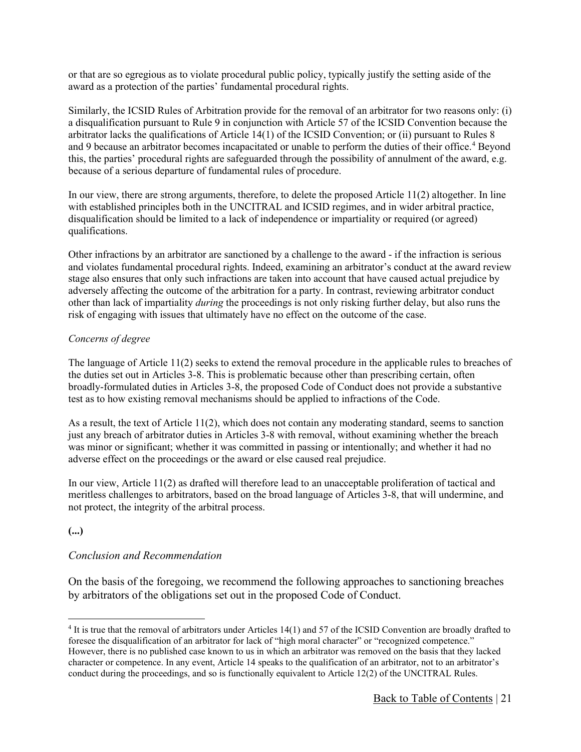or that are so egregious as to violate procedural public policy, typically justify the setting aside of the award as a protection of the parties' fundamental procedural rights.

Similarly, the ICSID Rules of Arbitration provide for the removal of an arbitrator for two reasons only: (i) a disqualification pursuant to Rule 9 in conjunction with Article 57 of the ICSID Convention because the arbitrator lacks the qualifications of Article 14(1) of the ICSID Convention; or (ii) pursuant to Rules 8 and 9 because an arbitrator becomes incapacitated or unable to perform the duties of their office.[4] Beyond this, the parties' procedural rights are safeguarded through the possibility of annulment of the award, e.g. because of a serious departure of fundamental rules of procedure.

In our view, there are strong arguments, therefore, to delete the proposed Article 11(2) altogether. In line with established principles both in the UNCITRAL and ICSID regimes, and in wider arbitral practice, disqualification should be limited to a lack of independence or impartiality or required (or agreed) qualifications.

Other infractions by an arbitrator are sanctioned by a challenge to the award - if the infraction is serious and violates fundamental procedural rights. Indeed, examining an arbitrator's conduct at the award review stage also ensures that only such infractions are taken into account that have caused actual prejudice by adversely affecting the outcome of the arbitration for a party. In contrast, reviewing arbitrator conduct other than lack of impartiality *during* the proceedings is not only risking further delay, but also runs the risk of engaging with issues that ultimately have no effect on the outcome of the case.

*Concerns of degree*

The language of Article 11(2) seeks to extend the removal procedure in the applicable rules to breaches of the duties set out in Articles 3-8. This is problematic because other than prescribing certain, often broadly-formulated duties in Articles 3-8, the proposed Code of Conduct does not provide a substantive test as to how existing removal mechanisms should be applied to infractions of the Code.

As a result, the text of Article 11(2), which does not contain any moderating standard, seems to sanction just any breach of arbitrator duties in Articles 3-8 with removal, without examining whether the breach was minor or significant; whether it was committed in passing or intentionally; and whether it had no adverse effect on the proceedings or the award or else caused real prejudice.

In our view, Article 11(2) as drafted will therefore lead to an unacceptable proliferation of tactical and meritless challenges to arbitrators, based on the broad language of Articles 3-8, that will undermine, and not protect, the integrity of the arbitral process.

**(...)**

*Conclusion and Recommendation*

On the basis of the foregoing, we recommend the following approaches to sanctioning breaches by arbitrators of the obligations set out in the proposed Code of Conduct.

---

[4] It is true that the removal of arbitrators under Articles 14(1) and 57 of the ICSID Convention are broadly drafted to foresee the disqualification of an arbitrator for lack of "high moral character" or "recognized competence." However, there is no published case known to us in which an arbitrator was removed on the basis that they lacked character or competence. In any event, Article 14 speaks to the qualification of an arbitrator, not to an arbitrator's conduct during the proceedings, and so is functionally equivalent to Article 12(2) of the UNCITRAL Rules.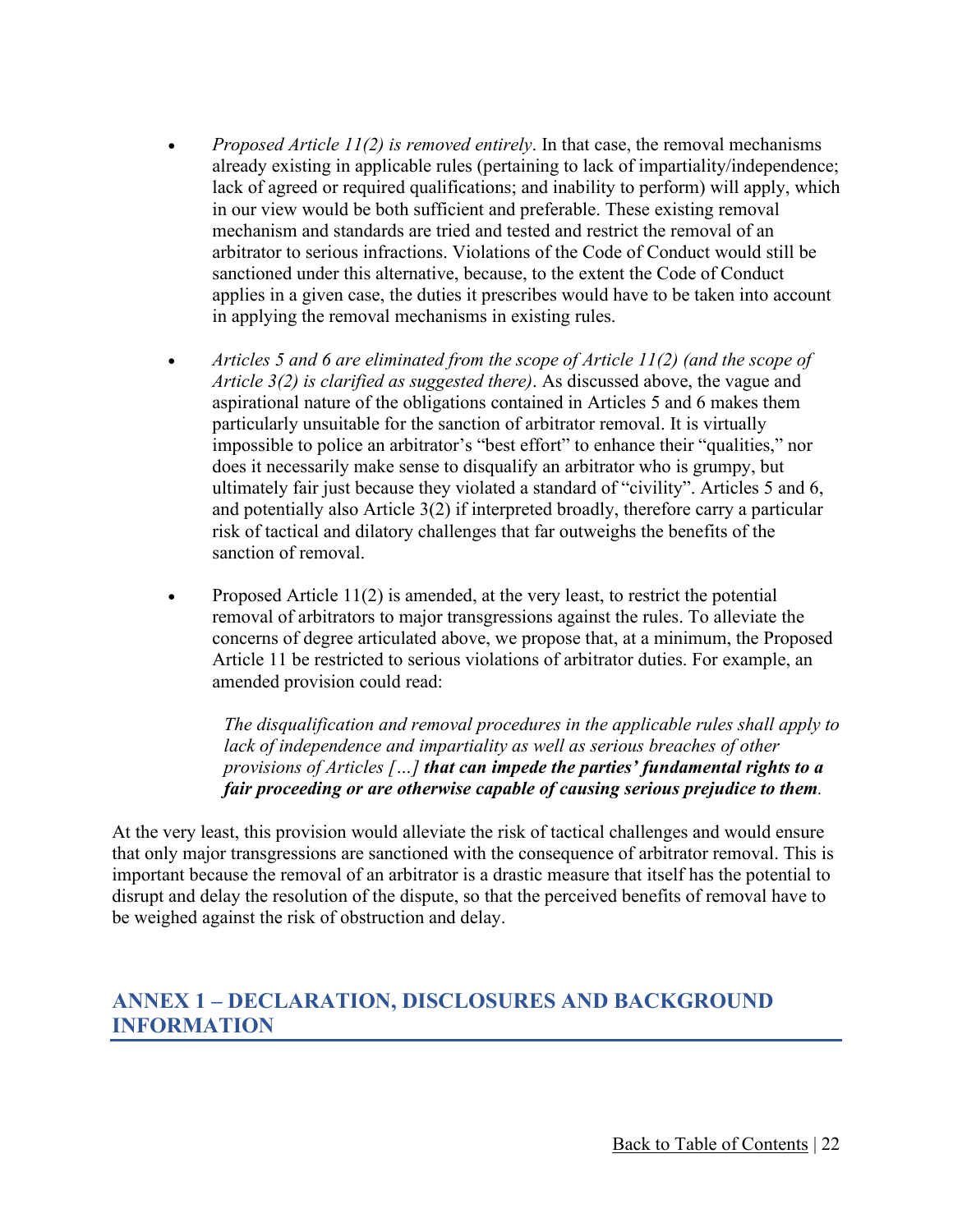- *Proposed Article 11(2) is removed entirely*. In that case, the removal mechanisms already existing in applicable rules (pertaining to lack of impartiality/independence; lack of agreed or required qualifications; and inability to perform) will apply, which in our view would be both sufficient and preferable. These existing removal mechanism and standards are tried and tested and restrict the removal of an arbitrator to serious infractions. Violations of the Code of Conduct would still be sanctioned under this alternative, because, to the extent the Code of Conduct applies in a given case, the duties it prescribes would have to be taken into account in applying the removal mechanisms in existing rules.

- *Articles 5 and 6 are eliminated from the scope of Article 11(2) (and the scope of Article 3(2) is clarified as suggested there)*. As discussed above, the vague and aspirational nature of the obligations contained in Articles 5 and 6 makes them particularly unsuitable for the sanction of arbitrator removal. It is virtually impossible to police an arbitrator's "best effort" to enhance their "qualities," nor does it necessarily make sense to disqualify an arbitrator who is grumpy, but ultimately fair just because they violated a standard of "civility". Articles 5 and 6, and potentially also Article 3(2) if interpreted broadly, therefore carry a particular risk of tactical and dilatory challenges that far outweighs the benefits of the sanction of removal.

- Proposed Article 11(2) is amended, at the very least, to restrict the potential removal of arbitrators to major transgressions against the rules. To alleviate the concerns of degree articulated above, we propose that, at a minimum, the Proposed Article 11 be restricted to serious violations of arbitrator duties. For example, an amended provision could read:

  > *The disqualification and removal procedures in the applicable rules shall apply to lack of independence and impartiality as well as serious breaches of other provisions of Articles […]* ***that can impede the parties' fundamental rights to a fair proceeding or are otherwise capable of causing serious prejudice to them****.*

At the very least, this provision would alleviate the risk of tactical challenges and would ensure that only major transgressions are sanctioned with the consequence of arbitrator removal. This is important because the removal of an arbitrator is a drastic measure that itself has the potential to disrupt and delay the resolution of the dispute, so that the perceived benefits of removal have to be weighed against the risk of obstruction and delay.

## ANNEX 1 – DECLARATION, DISCLOSURES AND BACKGROUND INFORMATION